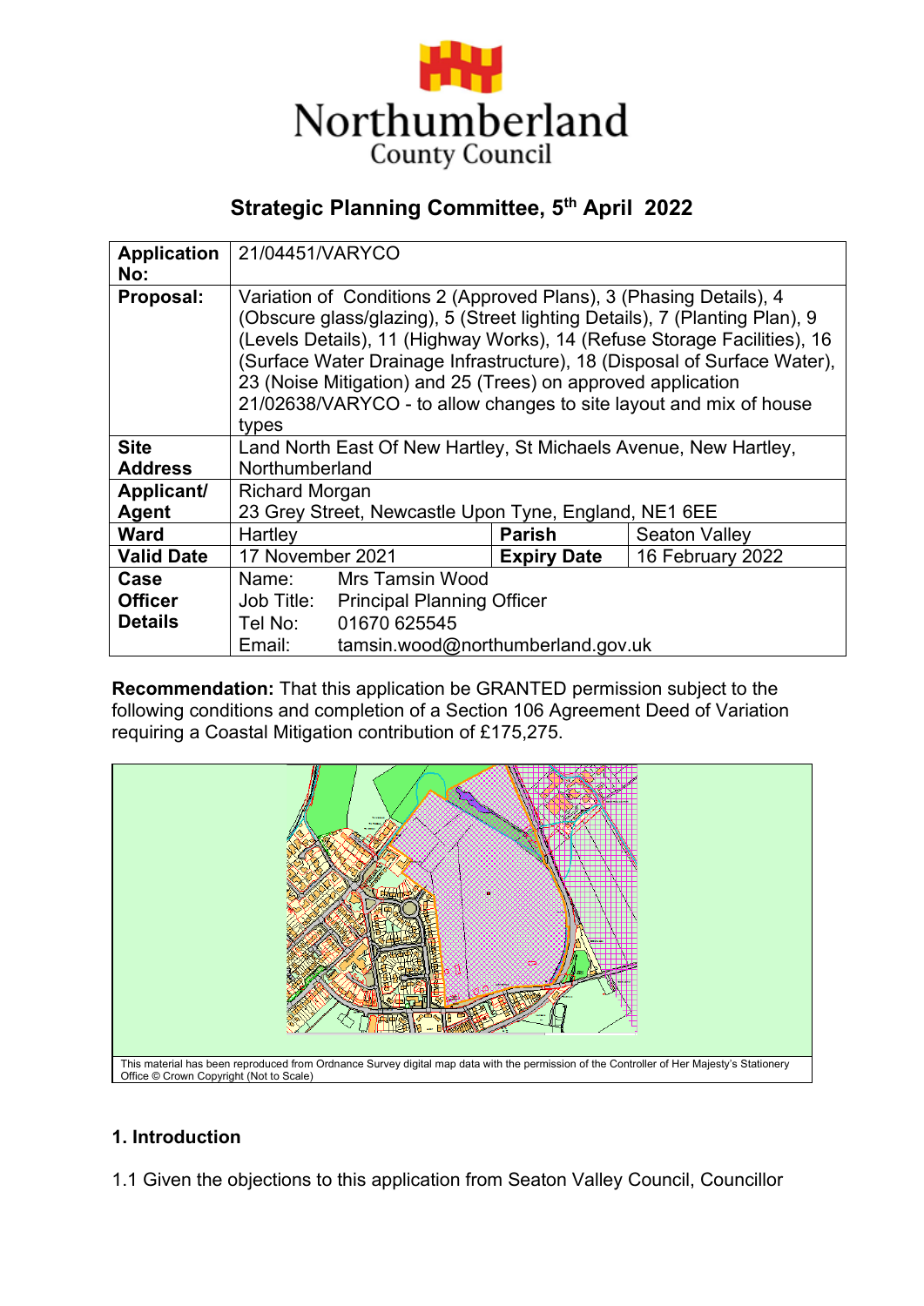Northumberland County Council

## Strategic Planning Committee, 5th April 2022

| Application No: | 21/04451/VARYCO | | |
|---|---|---|---|
| Proposal: | Variation of Conditions 2 (Approved Plans), 3 (Phasing Details), 4 (Obscure glass/glazing), 5 (Street lighting Details), 7 (Planting Plan), 9 (Levels Details), 11 (Highway Works), 14 (Refuse Storage Facilities), 16 (Surface Water Drainage Infrastructure), 18 (Disposal of Surface Water), 23 (Noise Mitigation) and 25 (Trees) on approved application 21/02638/VARYCO - to allow changes to site layout and mix of house types | | |
| Site Address | Land North East Of New Hartley, St Michaels Avenue, New Hartley, Northumberland | | |
| Applicant/ Agent | Richard Morgan<br>23 Grey Street, Newcastle Upon Tyne, England, NE1 6EE | | |
| Ward | Hartley | Parish | Seaton Valley |
| Valid Date | 17 November 2021 | Expiry Date | 16 February 2022 |
| Case Officer Details | Name: Mrs Tamsin Wood<br>Job Title: Principal Planning Officer<br>Tel No: 01670 625545<br>Email: tamsin.wood@northumberland.gov.uk | | |

**Recommendation:** That this application be GRANTED permission subject to the following conditions and completion of a Section 106 Agreement Deed of Variation requiring a Coastal Mitigation contribution of £175,275.

This material has been reproduced from Ordnance Survey digital map data with the permission of the Controller of Her Majesty's Stationery Office © Crown Copyright (Not to Scale)

### 1. Introduction

1.1 Given the objections to this application from Seaton Valley Council, Councillor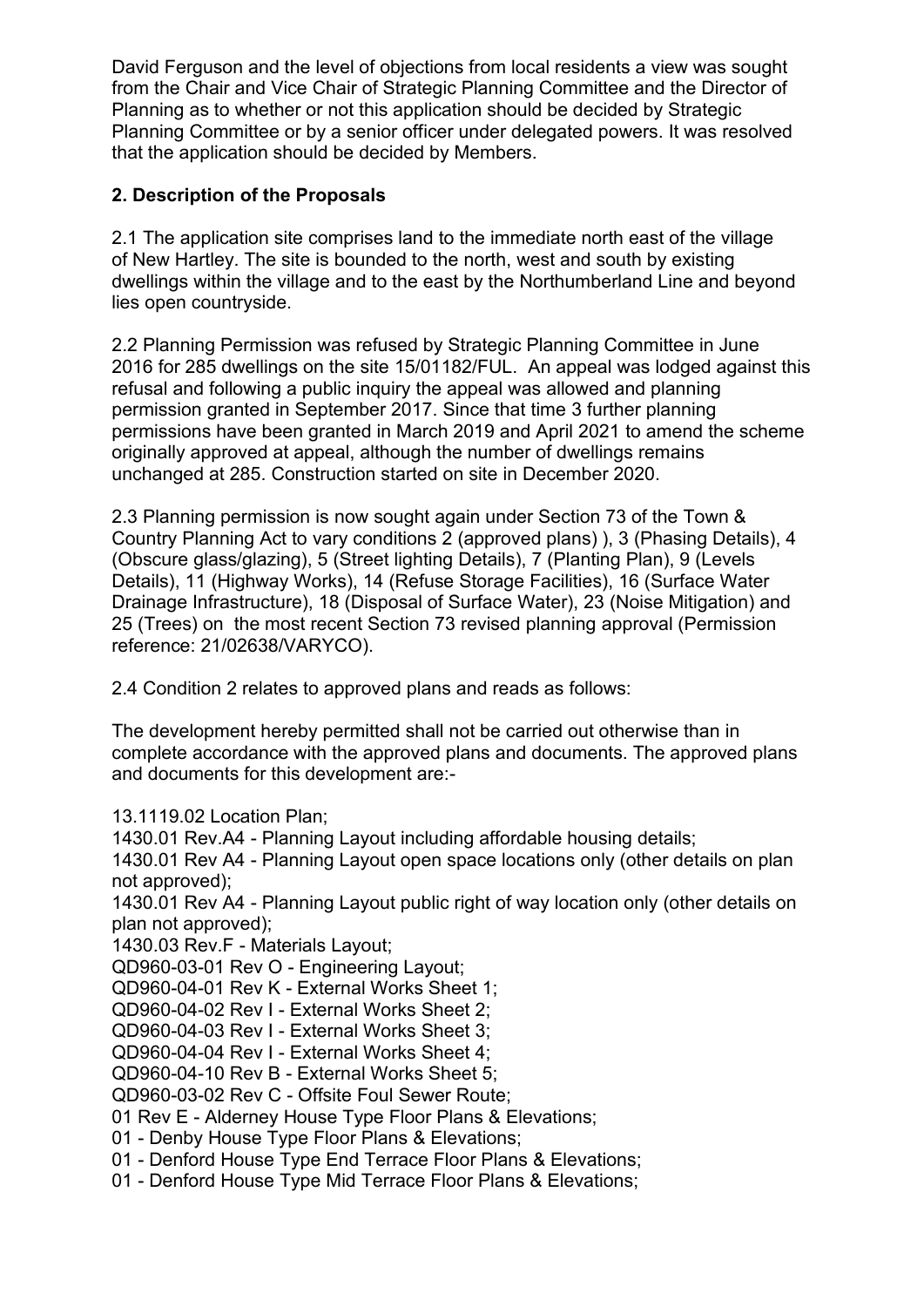David Ferguson and the level of objections from local residents a view was sought from the Chair and Vice Chair of Strategic Planning Committee and the Director of Planning as to whether or not this application should be decided by Strategic Planning Committee or by a senior officer under delegated powers. It was resolved that the application should be decided by Members.

## 2. Description of the Proposals

2.1 The application site comprises land to the immediate north east of the village of New Hartley. The site is bounded to the north, west and south by existing dwellings within the village and to the east by the Northumberland Line and beyond lies open countryside.

2.2 Planning Permission was refused by Strategic Planning Committee in June 2016 for 285 dwellings on the site 15/01182/FUL. An appeal was lodged against this refusal and following a public inquiry the appeal was allowed and planning permission granted in September 2017. Since that time 3 further planning permissions have been granted in March 2019 and April 2021 to amend the scheme originally approved at appeal, although the number of dwellings remains unchanged at 285. Construction started on site in December 2020.

2.3 Planning permission is now sought again under Section 73 of the Town & Country Planning Act to vary conditions 2 (approved plans) ), 3 (Phasing Details), 4 (Obscure glass/glazing), 5 (Street lighting Details), 7 (Planting Plan), 9 (Levels Details), 11 (Highway Works), 14 (Refuse Storage Facilities), 16 (Surface Water Drainage Infrastructure), 18 (Disposal of Surface Water), 23 (Noise Mitigation) and 25 (Trees) on the most recent Section 73 revised planning approval (Permission reference: 21/02638/VARYCO).

2.4 Condition 2 relates to approved plans and reads as follows:

The development hereby permitted shall not be carried out otherwise than in complete accordance with the approved plans and documents. The approved plans and documents for this development are:-

13.1119.02 Location Plan;
1430.01 Rev.A4 - Planning Layout including affordable housing details;
1430.01 Rev A4 - Planning Layout open space locations only (other details on plan not approved);
1430.01 Rev A4 - Planning Layout public right of way location only (other details on plan not approved);
1430.03 Rev.F - Materials Layout;
QD960-03-01 Rev O - Engineering Layout;
QD960-04-01 Rev K - External Works Sheet 1;
QD960-04-02 Rev I - External Works Sheet 2;
QD960-04-03 Rev I - External Works Sheet 3;
QD960-04-04 Rev I - External Works Sheet 4;
QD960-04-10 Rev B - External Works Sheet 5;
QD960-03-02 Rev C - Offsite Foul Sewer Route;
01 Rev E - Alderney House Type Floor Plans & Elevations;
01 - Denby House Type Floor Plans & Elevations;
01 - Denford House Type End Terrace Floor Plans & Elevations;
01 - Denford House Type Mid Terrace Floor Plans & Elevations;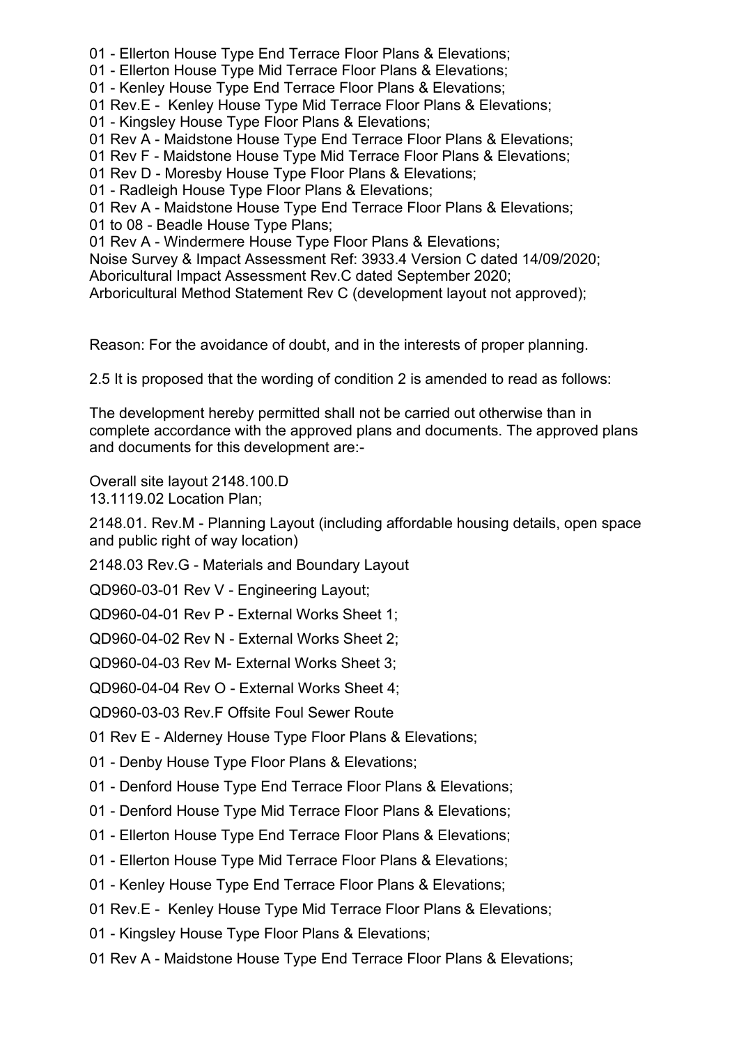01 - Ellerton House Type End Terrace Floor Plans & Elevations;
01 - Ellerton House Type Mid Terrace Floor Plans & Elevations;
01 - Kenley House Type End Terrace Floor Plans & Elevations;
01 Rev.E - Kenley House Type Mid Terrace Floor Plans & Elevations;
01 - Kingsley House Type Floor Plans & Elevations;
01 Rev A - Maidstone House Type End Terrace Floor Plans & Elevations;
01 Rev F - Maidstone House Type Mid Terrace Floor Plans & Elevations;
01 Rev D - Moresby House Type Floor Plans & Elevations;
01 - Radleigh House Type Floor Plans & Elevations;
01 Rev A - Maidstone House Type End Terrace Floor Plans & Elevations;
01 to 08 - Beadle House Type Plans;
01 Rev A - Windermere House Type Floor Plans & Elevations;
Noise Survey & Impact Assessment Ref: 3933.4 Version C dated 14/09/2020;
Aboricultural Impact Assessment Rev.C dated September 2020;
Arboricultural Method Statement Rev C (development layout not approved);

Reason: For the avoidance of doubt, and in the interests of proper planning.

2.5 It is proposed that the wording of condition 2 is amended to read as follows:

The development hereby permitted shall not be carried out otherwise than in complete accordance with the approved plans and documents. The approved plans and documents for this development are:-

Overall site layout 2148.100.D
13.1119.02 Location Plan;

2148.01. Rev.M - Planning Layout (including affordable housing details, open space and public right of way location)

2148.03 Rev.G - Materials and Boundary Layout

QD960-03-01 Rev V - Engineering Layout;

QD960-04-01 Rev P - External Works Sheet 1;

QD960-04-02 Rev N - External Works Sheet 2;

QD960-04-03 Rev M- External Works Sheet 3;

QD960-04-04 Rev O - External Works Sheet 4;

QD960-03-03 Rev.F Offsite Foul Sewer Route

01 Rev E - Alderney House Type Floor Plans & Elevations;

01 - Denby House Type Floor Plans & Elevations;

01 - Denford House Type End Terrace Floor Plans & Elevations;

01 - Denford House Type Mid Terrace Floor Plans & Elevations;

01 - Ellerton House Type End Terrace Floor Plans & Elevations;

01 - Ellerton House Type Mid Terrace Floor Plans & Elevations;

01 - Kenley House Type End Terrace Floor Plans & Elevations;

01 Rev.E - Kenley House Type Mid Terrace Floor Plans & Elevations;

01 - Kingsley House Type Floor Plans & Elevations;

01 Rev A - Maidstone House Type End Terrace Floor Plans & Elevations;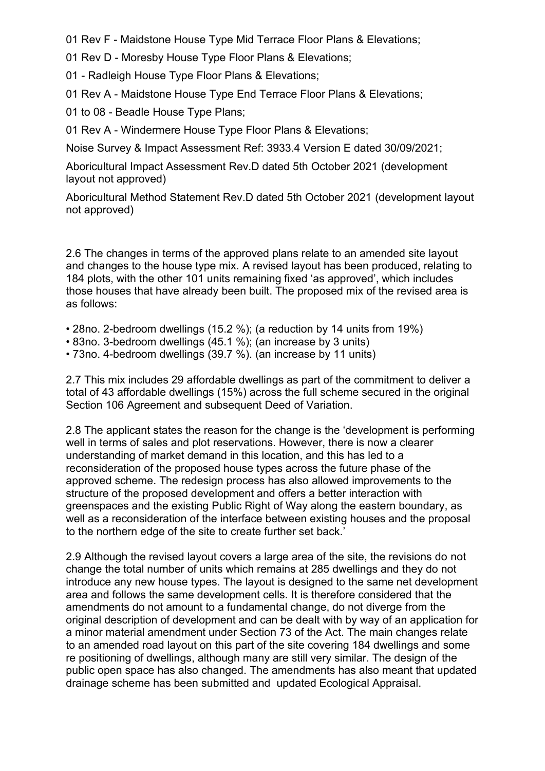01 Rev F - Maidstone House Type Mid Terrace Floor Plans & Elevations;

01 Rev D - Moresby House Type Floor Plans & Elevations;

01 - Radleigh House Type Floor Plans & Elevations;

01 Rev A - Maidstone House Type End Terrace Floor Plans & Elevations;

01 to 08 - Beadle House Type Plans;

01 Rev A - Windermere House Type Floor Plans & Elevations;

Noise Survey & Impact Assessment Ref: 3933.4 Version E dated 30/09/2021;

Aboricultural Impact Assessment Rev.D dated 5th October 2021 (development layout not approved)

Aboricultural Method Statement Rev.D dated 5th October 2021 (development layout not approved)

2.6 The changes in terms of the approved plans relate to an amended site layout and changes to the house type mix. A revised layout has been produced, relating to 184 plots, with the other 101 units remaining fixed 'as approved', which includes those houses that have already been built. The proposed mix of the revised area is as follows:

- 28no. 2-bedroom dwellings (15.2 %); (a reduction by 14 units from 19%)
- 83no. 3-bedroom dwellings (45.1 %); (an increase by 3 units)
- 73no. 4-bedroom dwellings (39.7 %). (an increase by 11 units)

2.7 This mix includes 29 affordable dwellings as part of the commitment to deliver a total of 43 affordable dwellings (15%) across the full scheme secured in the original Section 106 Agreement and subsequent Deed of Variation.

2.8 The applicant states the reason for the change is the 'development is performing well in terms of sales and plot reservations. However, there is now a clearer understanding of market demand in this location, and this has led to a reconsideration of the proposed house types across the future phase of the approved scheme. The redesign process has also allowed improvements to the structure of the proposed development and offers a better interaction with greenspaces and the existing Public Right of Way along the eastern boundary, as well as a reconsideration of the interface between existing houses and the proposal to the northern edge of the site to create further set back.'

2.9 Although the revised layout covers a large area of the site, the revisions do not change the total number of units which remains at 285 dwellings and they do not introduce any new house types. The layout is designed to the same net development area and follows the same development cells. It is therefore considered that the amendments do not amount to a fundamental change, do not diverge from the original description of development and can be dealt with by way of an application for a minor material amendment under Section 73 of the Act. The main changes relate to an amended road layout on this part of the site covering 184 dwellings and some re positioning of dwellings, although many are still very similar. The design of the public open space has also changed. The amendments has also meant that updated drainage scheme has been submitted and updated Ecological Appraisal.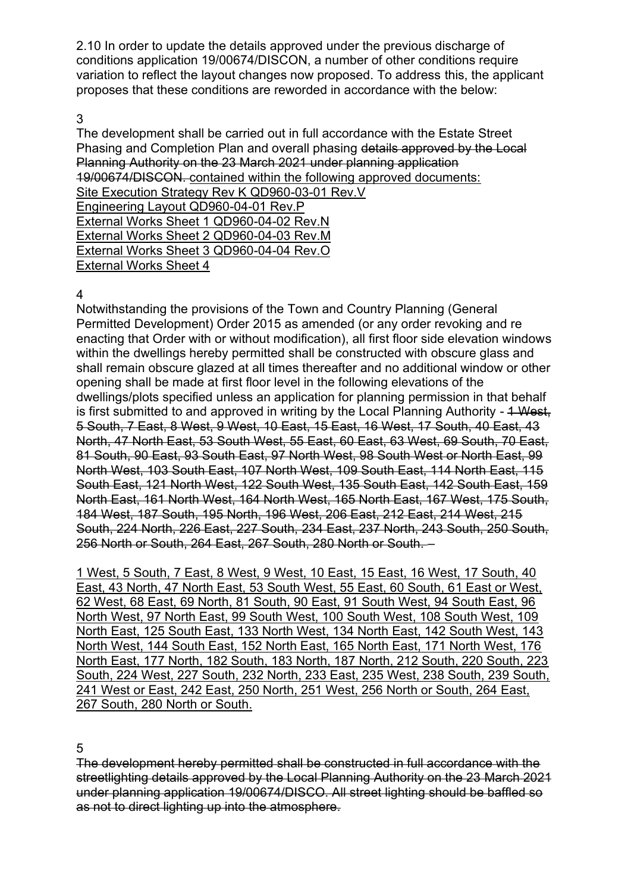2.10 In order to update the details approved under the previous discharge of conditions application 19/00674/DISCON, a number of other conditions require variation to reflect the layout changes now proposed. To address this, the applicant proposes that these conditions are reworded in accordance with the below:

3

The development shall be carried out in full accordance with the Estate Street Phasing and Completion Plan and overall phasing ~~details approved by the Local Planning Authority on the 23 March 2021 under planning application 19/00674/DISCON.~~ <u>contained within the following approved documents:</u>
<u>Site Execution Strategy Rev K QD960-03-01 Rev.V</u>
<u>Engineering Layout QD960-04-01 Rev.P</u>
<u>External Works Sheet 1 QD960-04-02 Rev.N</u>
<u>External Works Sheet 2 QD960-04-03 Rev.M</u>
<u>External Works Sheet 3 QD960-04-04 Rev.O</u>
<u>External Works Sheet 4</u>

4

Notwithstanding the provisions of the Town and Country Planning (General Permitted Development) Order 2015 as amended (or any order revoking and re enacting that Order with or without modification), all first floor side elevation windows within the dwellings hereby permitted shall be constructed with obscure glass and shall remain obscure glazed at all times thereafter and no additional window or other opening shall be made at first floor level in the following elevations of the dwellings/plots specified unless an application for planning permission in that behalf is first submitted to and approved in writing by the Local Planning Authority - ~~1 West, 5 South, 7 East, 8 West, 9 West, 10 East, 15 East, 16 West, 17 South, 40 East, 43 North, 47 North East, 53 South West, 55 East, 60 East, 63 West, 69 South, 70 East, 81 South, 90 East, 93 South East, 97 North West, 98 South West or North East, 99 North West, 103 South East, 107 North West, 109 South East, 114 North East, 115 South East, 121 North West, 122 South West, 135 South East, 142 South East, 159 North East, 161 North West, 164 North West, 165 North East, 167 West, 175 South, 184 West, 187 South, 195 North, 196 West, 206 East, 212 East, 214 West, 215 South, 224 North, 226 East, 227 South, 234 East, 237 North, 243 South, 250 South, 256 North or South, 264 East, 267 South, 280 North or South. –~~

<u>1 West, 5 South, 7 East, 8 West, 9 West, 10 East, 15 East, 16 West, 17 South, 40 East, 43 North, 47 North East, 53 South West, 55 East, 60 South, 61 East or West, 62 West, 68 East, 69 North, 81 South, 90 East, 91 South West, 94 South East, 96 North West, 97 North East, 99 South West, 100 South West, 108 South West, 109 North East, 125 South East, 133 North West, 134 North East, 142 South West, 143 North West, 144 South East, 152 North East, 165 North East, 171 North West, 176 North East, 177 North, 182 South, 183 North, 187 North, 212 South, 220 South, 223 South, 224 West, 227 South, 232 North, 233 East, 235 West, 238 South, 239 South, 241 West or East, 242 East, 250 North, 251 West, 256 North or South, 264 East, 267 South, 280 North or South.</u>

5

~~The development hereby permitted shall be constructed in full accordance with the streetlighting details approved by the Local Planning Authority on the 23 March 2021 under planning application 19/00674/DISCO. All street lighting should be baffled so as not to direct lighting up into the atmosphere.~~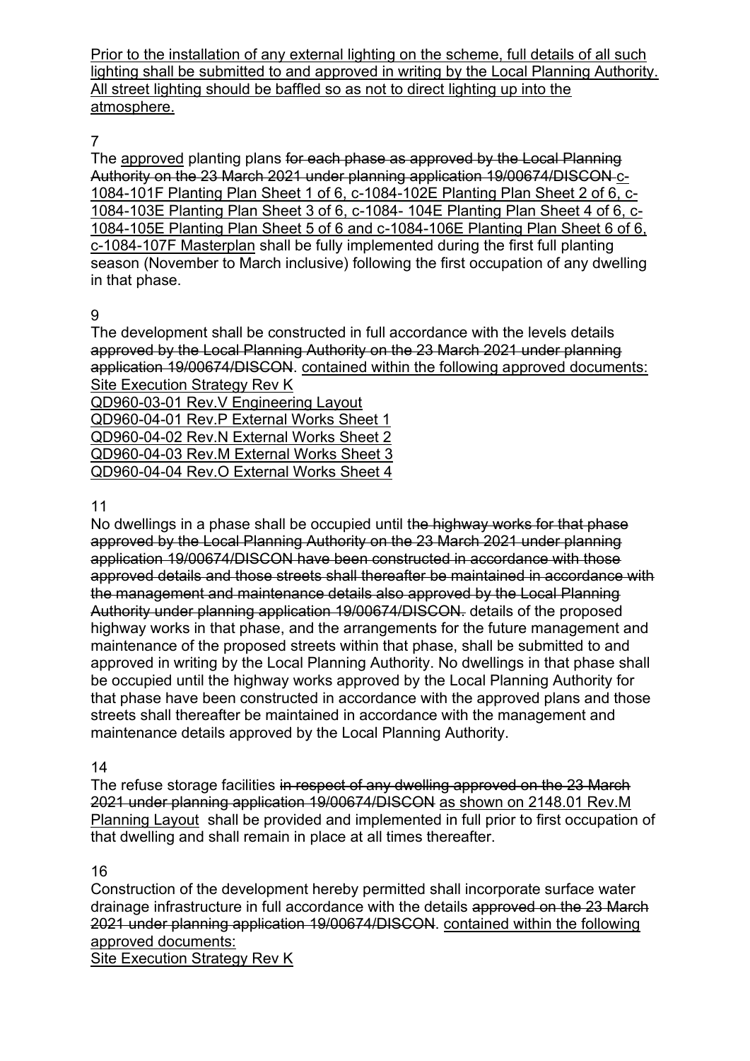<u>Prior to the installation of any external lighting on the scheme, full details of all such lighting shall be submitted to and approved in writing by the Local Planning Authority. All street lighting should be baffled so as not to direct lighting up into the atmosphere.</u>

7

The <u>approved</u> planting plans ~~for each phase as approved by the Local Planning Authority on the 23 March 2021 under planning application 19/00674/DISCON~~ <u>c-1084-101F Planting Plan Sheet 1 of 6, c-1084-102E Planting Plan Sheet 2 of 6, c-1084-103E Planting Plan Sheet 3 of 6, c-1084- 104E Planting Plan Sheet 4 of 6, c-1084-105E Planting Plan Sheet 5 of 6 and c-1084-106E Planting Plan Sheet 6 of 6, c-1084-107F Masterplan</u> shall be fully implemented during the first full planting season (November to March inclusive) following the first occupation of any dwelling in that phase.

9

The development shall be constructed in full accordance with the levels details ~~approved by the Local Planning Authority on the 23 March 2021 under planning application 19/00674/DISCON~~. <u>contained within the following approved documents:</u>
<u>Site Execution Strategy Rev K</u>
<u>QD960-03-01 Rev.V Engineering Layout</u>
<u>QD960-04-01 Rev.P External Works Sheet 1</u>
<u>QD960-04-02 Rev.N External Works Sheet 2</u>
<u>QD960-04-03 Rev.M External Works Sheet 3</u>
<u>QD960-04-04 Rev.O External Works Sheet 4</u>

11

No dwellings in a phase shall be occupied until t~~he highway works for that phase approved by the Local Planning Authority on the 23 March 2021 under planning application 19/00674/DISCON have been constructed in accordance with those approved details and those streets shall thereafter be maintained in accordance with the management and maintenance details also approved by the Local Planning Authority under planning application 19/00674/DISCON.~~ details of the proposed highway works in that phase, and the arrangements for the future management and maintenance of the proposed streets within that phase, shall be submitted to and approved in writing by the Local Planning Authority. No dwellings in that phase shall be occupied until the highway works approved by the Local Planning Authority for that phase have been constructed in accordance with the approved plans and those streets shall thereafter be maintained in accordance with the management and maintenance details approved by the Local Planning Authority.

14

The refuse storage facilities ~~in respect of any dwelling approved on the 23 March 2021 under planning application 19/00674/DISCON~~ <u>as shown on 2148.01 Rev.M Planning Layout</u> shall be provided and implemented in full prior to first occupation of that dwelling and shall remain in place at all times thereafter.

16

Construction of the development hereby permitted shall incorporate surface water drainage infrastructure in full accordance with the details ~~approved on the 23 March 2021 under planning application 19/00674/DISCON~~. <u>contained within the following approved documents:</u>
<u>Site Execution Strategy Rev K</u>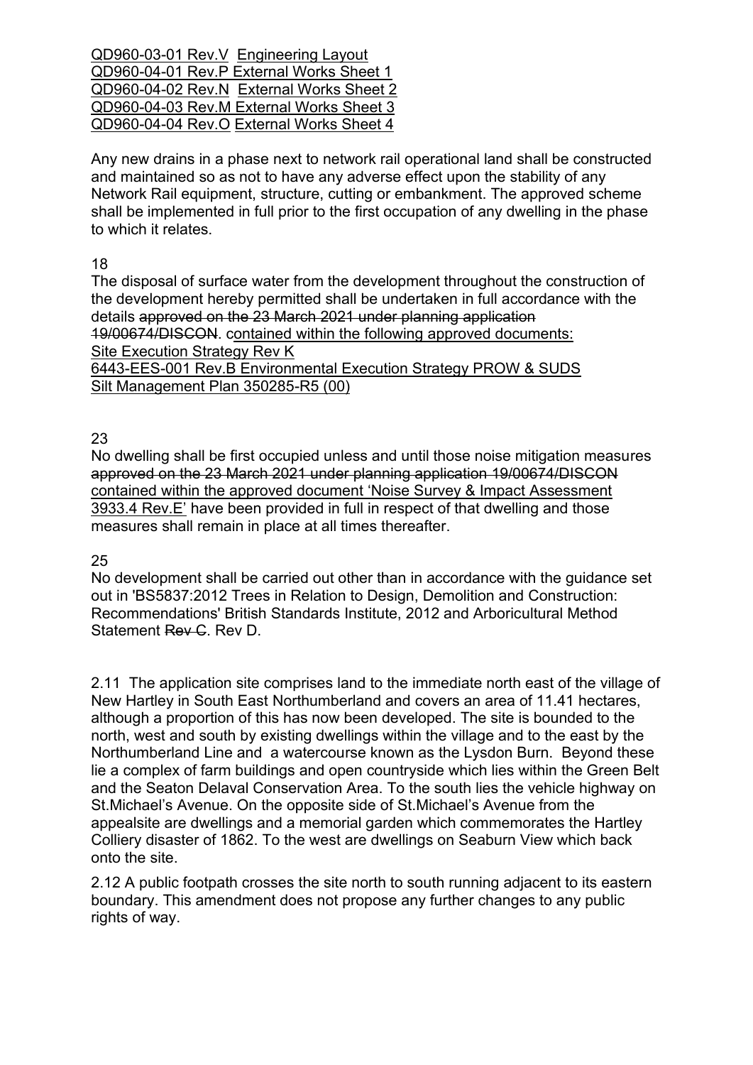<u>QD960-03-01 Rev.V  Engineering Layout</u>
<u>QD960-04-01 Rev.P External Works Sheet 1</u>
<u>QD960-04-02 Rev.N  External Works Sheet 2</u>
<u>QD960-04-03 Rev.M External Works Sheet 3</u>
<u>QD960-04-04 Rev.O External Works Sheet 4</u>

Any new drains in a phase next to network rail operational land shall be constructed and maintained so as not to have any adverse effect upon the stability of any Network Rail equipment, structure, cutting or embankment. The approved scheme shall be implemented in full prior to the first occupation of any dwelling in the phase to which it relates.

18

The disposal of surface water from the development throughout the construction of the development hereby permitted shall be undertaken in full accordance with the details ~~approved on the 23 March 2021 under planning application 19/00674/DISCON~~. c<u>ontained within the following approved documents:</u>
<u>Site Execution Strategy Rev K</u>
<u>6443-EES-001 Rev.B Environmental Execution Strategy PROW & SUDS</u>
<u>Silt Management Plan 350285-R5 (00)</u>

23

No dwelling shall be first occupied unless and until those noise mitigation measures ~~approved on the 23 March 2021 under planning application 19/00674/DISCON~~ <u>contained within the approved document 'Noise Survey & Impact Assessment 3933.4 Rev.E'</u> have been provided in full in respect of that dwelling and those measures shall remain in place at all times thereafter.

25

No development shall be carried out other than in accordance with the guidance set out in 'BS5837:2012 Trees in Relation to Design, Demolition and Construction: Recommendations' British Standards Institute, 2012 and Arboricultural Method Statement ~~Rev C~~. Rev D.

2.11 The application site comprises land to the immediate north east of the village of New Hartley in South East Northumberland and covers an area of 11.41 hectares, although a proportion of this has now been developed. The site is bounded to the north, west and south by existing dwellings within the village and to the east by the Northumberland Line and a watercourse known as the Lysdon Burn. Beyond these lie a complex of farm buildings and open countryside which lies within the Green Belt and the Seaton Delaval Conservation Area. To the south lies the vehicle highway on St.Michael's Avenue. On the opposite side of St.Michael's Avenue from the appealsite are dwellings and a memorial garden which commemorates the Hartley Colliery disaster of 1862. To the west are dwellings on Seaburn View which back onto the site.

2.12 A public footpath crosses the site north to south running adjacent to its eastern boundary. This amendment does not propose any further changes to any public rights of way.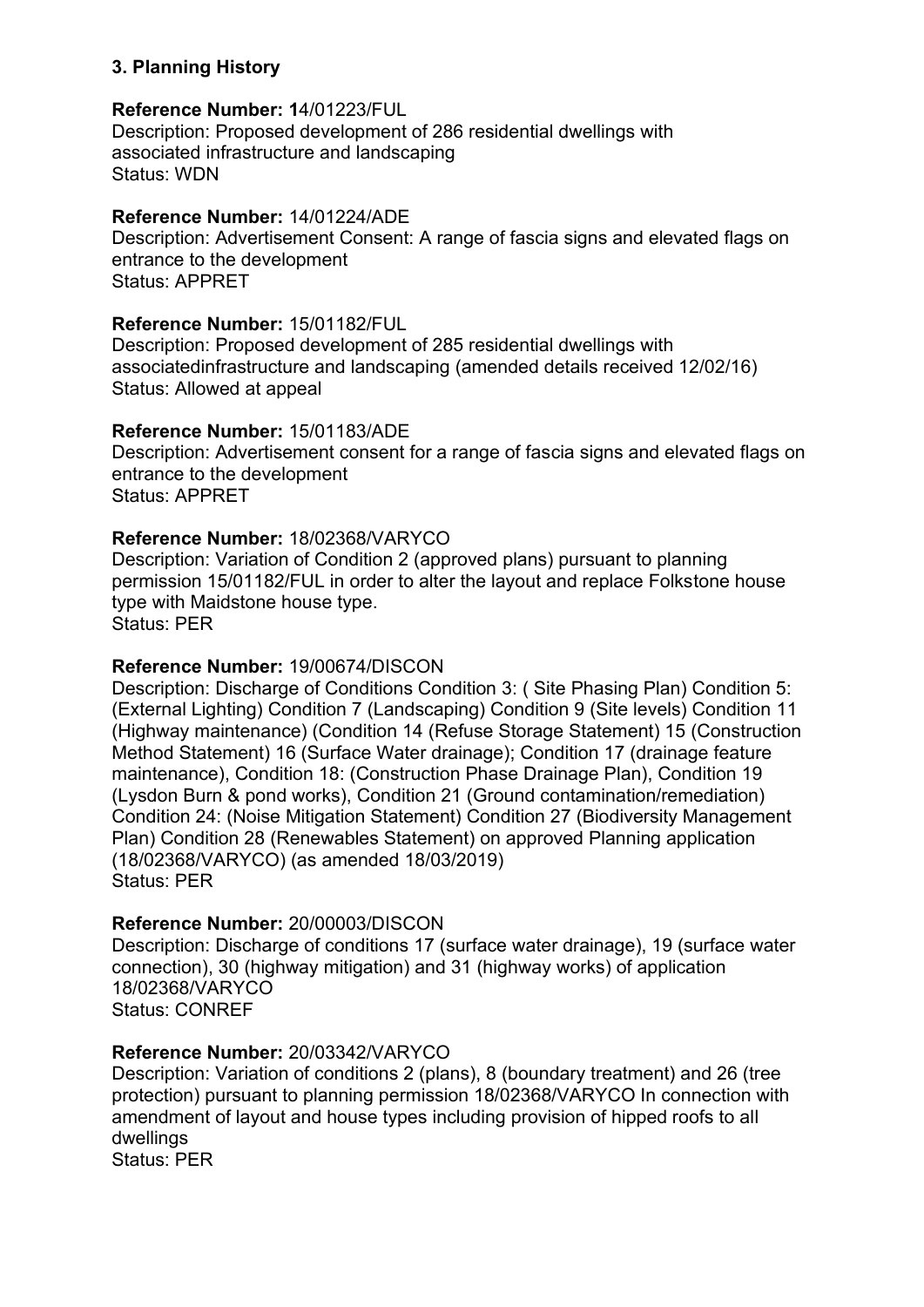## 3. Planning History

**Reference Number:** 14/01223/FUL
Description: Proposed development of 286 residential dwellings with associated infrastructure and landscaping
Status: WDN

**Reference Number:** 14/01224/ADE
Description: Advertisement Consent: A range of fascia signs and elevated flags on entrance to the development
Status: APPRET

**Reference Number:** 15/01182/FUL
Description: Proposed development of 285 residential dwellings with associatedinfrastructure and landscaping (amended details received 12/02/16)
Status: Allowed at appeal

**Reference Number:** 15/01183/ADE
Description: Advertisement consent for a range of fascia signs and elevated flags on entrance to the development
Status: APPRET

**Reference Number:** 18/02368/VARYCO
Description: Variation of Condition 2 (approved plans) pursuant to planning permission 15/01182/FUL in order to alter the layout and replace Folkstone house type with Maidstone house type.
Status: PER

**Reference Number:** 19/00674/DISCON
Description: Discharge of Conditions Condition 3: ( Site Phasing Plan) Condition 5: (External Lighting) Condition 7 (Landscaping) Condition 9 (Site levels) Condition 11 (Highway maintenance) (Condition 14 (Refuse Storage Statement) 15 (Construction Method Statement) 16 (Surface Water drainage); Condition 17 (drainage feature maintenance), Condition 18: (Construction Phase Drainage Plan), Condition 19 (Lysdon Burn & pond works), Condition 21 (Ground contamination/remediation) Condition 24: (Noise Mitigation Statement) Condition 27 (Biodiversity Management Plan) Condition 28 (Renewables Statement) on approved Planning application (18/02368/VARYCO) (as amended 18/03/2019)
Status: PER

**Reference Number:** 20/00003/DISCON
Description: Discharge of conditions 17 (surface water drainage), 19 (surface water connection), 30 (highway mitigation) and 31 (highway works) of application 18/02368/VARYCO
Status: CONREF

**Reference Number:** 20/03342/VARYCO
Description: Variation of conditions 2 (plans), 8 (boundary treatment) and 26 (tree protection) pursuant to planning permission 18/02368/VARYCO In connection with amendment of layout and house types including provision of hipped roofs to all dwellings
Status: PER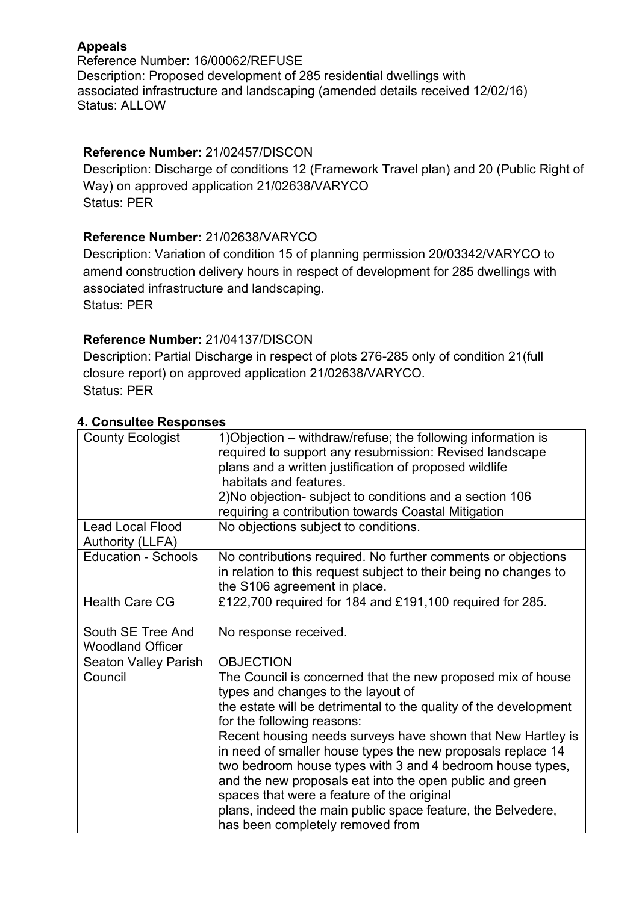**Appeals**

Reference Number: 16/00062/REFUSE
Description: Proposed development of 285 residential dwellings with associated infrastructure and landscaping (amended details received 12/02/16)
Status: ALLOW

**Reference Number:** 21/02457/DISCON
Description: Discharge of conditions 12 (Framework Travel plan) and 20 (Public Right of Way) on approved application 21/02638/VARYCO
Status: PER

**Reference Number:** 21/02638/VARYCO
Description: Variation of condition 15 of planning permission 20/03342/VARYCO to amend construction delivery hours in respect of development for 285 dwellings with associated infrastructure and landscaping.
Status: PER

**Reference Number:** 21/04137/DISCON
Description: Partial Discharge in respect of plots 276-285 only of condition 21(full closure report) on approved application 21/02638/VARYCO.
Status: PER

**4. Consultee Responses**

| | |
|---|---|
| County Ecologist | 1)Objection – withdraw/refuse; the following information is required to support any resubmission: Revised landscape plans and a written justification of proposed wildlife habitats and features.<br>2)No objection- subject to conditions and a section 106 requiring a contribution towards Coastal Mitigation |
| Lead Local Flood Authority (LLFA) | No objections subject to conditions. |
| Education - Schools | No contributions required. No further comments or objections in relation to this request subject to their being no changes to the S106 agreement in place. |
| Health Care CG | £122,700 required for 184 and £191,100 required for 285. |
| South SE Tree And Woodland Officer | No response received. |
| Seaton Valley Parish Council | OBJECTION<br>The Council is concerned that the new proposed mix of house types and changes to the layout of the estate will be detrimental to the quality of the development for the following reasons:<br>Recent housing needs surveys have shown that New Hartley is in need of smaller house types the new proposals replace 14 two bedroom house types with 3 and 4 bedroom house types, and the new proposals eat into the open public and green spaces that were a feature of the original plans, indeed the main public space feature, the Belvedere, has been completely removed from |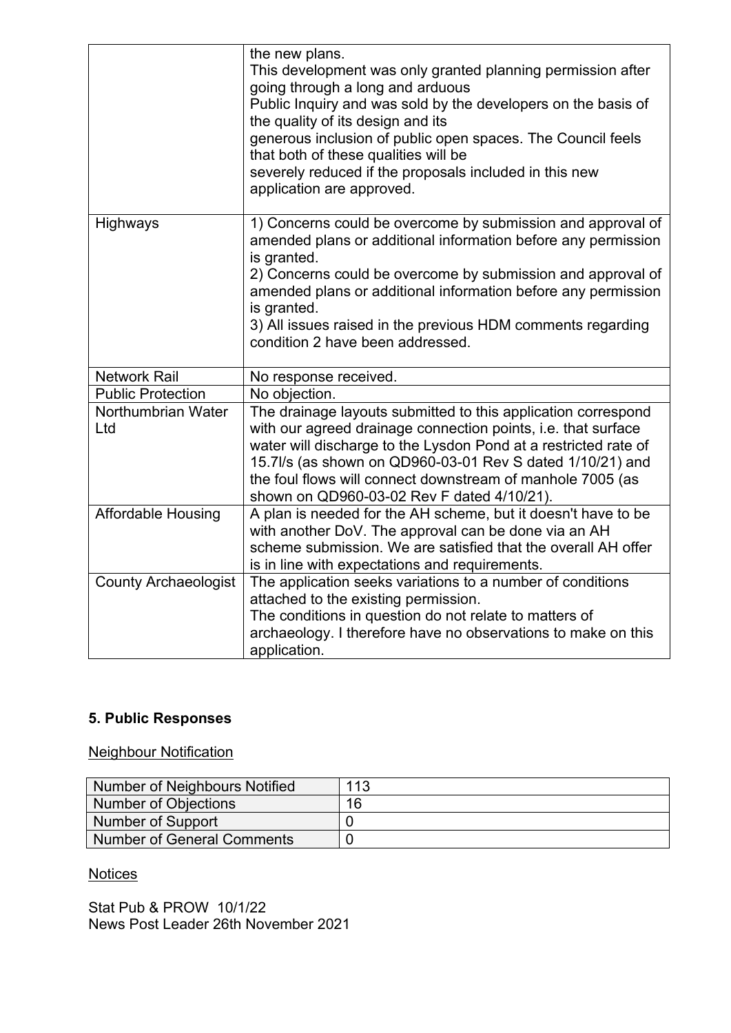| | |
|---|---|
| | the new plans.<br>This development was only granted planning permission after going through a long and arduous<br>Public Inquiry and was sold by the developers on the basis of the quality of its design and its<br>generous inclusion of public open spaces. The Council feels that both of these qualities will be<br>severely reduced if the proposals included in this new application are approved. |
| Highways | 1) Concerns could be overcome by submission and approval of amended plans or additional information before any permission is granted.<br>2) Concerns could be overcome by submission and approval of amended plans or additional information before any permission is granted.<br>3) All issues raised in the previous HDM comments regarding condition 2 have been addressed. |
| Network Rail | No response received. |
| Public Protection | No objection. |
| Northumbrian Water Ltd | The drainage layouts submitted to this application correspond with our agreed drainage connection points, i.e. that surface water will discharge to the Lysdon Pond at a restricted rate of 15.7l/s (as shown on QD960-03-01 Rev S dated 1/10/21) and the foul flows will connect downstream of manhole 7005 (as shown on QD960-03-02 Rev F dated 4/10/21). |
| Affordable Housing | A plan is needed for the AH scheme, but it doesn't have to be with another DoV. The approval can be done via an AH scheme submission. We are satisfied that the overall AH offer is in line with expectations and requirements. |
| County Archaeologist | The application seeks variations to a number of conditions attached to the existing permission.<br>The conditions in question do not relate to matters of archaeology. I therefore have no observations to make on this application. |

## 5. Public Responses

Neighbour Notification

| | |
|---|---|
| Number of Neighbours Notified | 113 |
| Number of Objections | 16 |
| Number of Support | 0 |
| Number of General Comments | 0 |

Notices

Stat Pub & PROW 10/1/22
News Post Leader 26th November 2021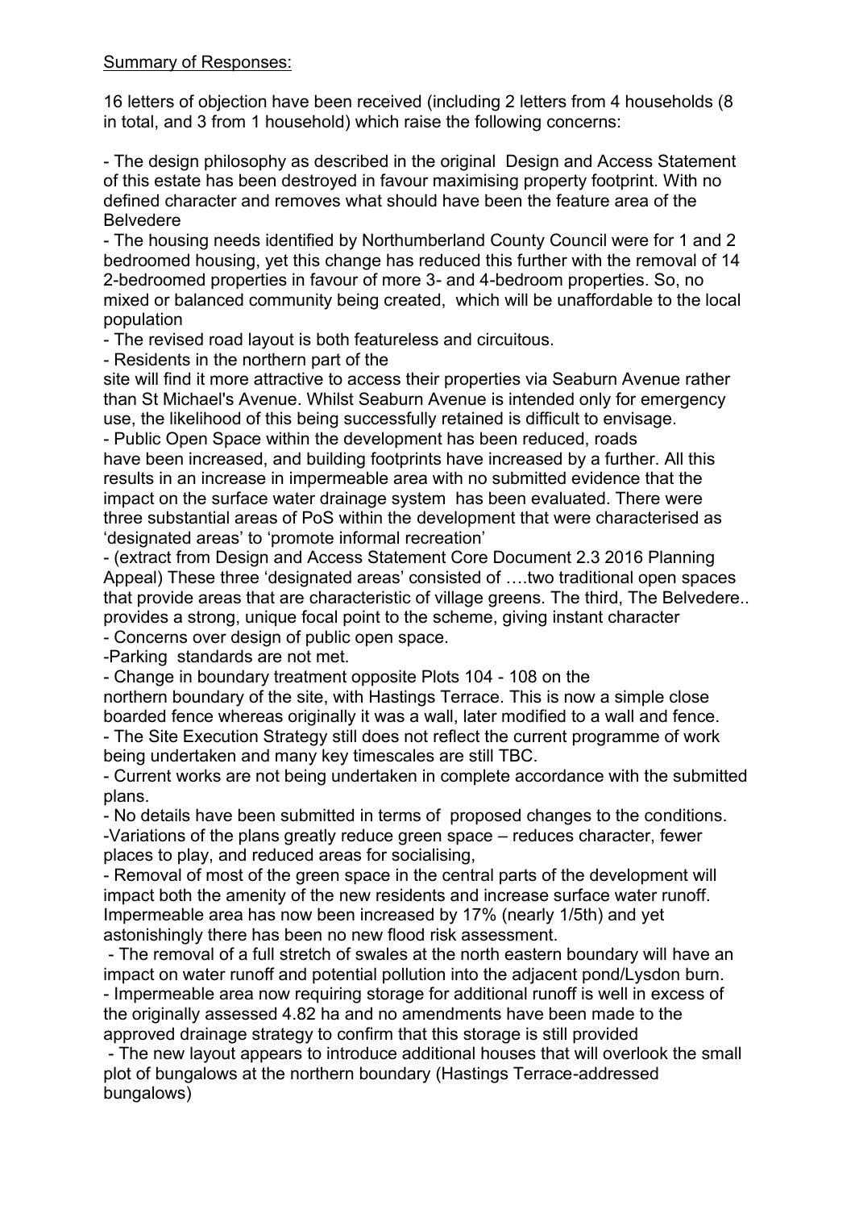Summary of Responses:

16 letters of objection have been received (including 2 letters from 4 households (8 in total, and 3 from 1 household) which raise the following concerns:

- The design philosophy as described in the original Design and Access Statement of this estate has been destroyed in favour maximising property footprint. With no defined character and removes what should have been the feature area of the Belvedere
- The housing needs identified by Northumberland County Council were for 1 and 2 bedroomed housing, yet this change has reduced this further with the removal of 14 2-bedroomed properties in favour of more 3- and 4-bedroom properties. So, no mixed or balanced community being created, which will be unaffordable to the local population
- The revised road layout is both featureless and circuitous.
- Residents in the northern part of the site will find it more attractive to access their properties via Seaburn Avenue rather than St Michael's Avenue. Whilst Seaburn Avenue is intended only for emergency use, the likelihood of this being successfully retained is difficult to envisage.
- Public Open Space within the development has been reduced, roads have been increased, and building footprints have increased by a further. All this results in an increase in impermeable area with no submitted evidence that the impact on the surface water drainage system has been evaluated. There were three substantial areas of PoS within the development that were characterised as 'designated areas' to 'promote informal recreation'
- (extract from Design and Access Statement Core Document 2.3 2016 Planning Appeal) These three 'designated areas' consisted of ….two traditional open spaces that provide areas that are characteristic of village greens. The third, The Belvedere.. provides a strong, unique focal point to the scheme, giving instant character
- Concerns over design of public open space.
- Parking standards are not met.
- Change in boundary treatment opposite Plots 104 - 108 on the northern boundary of the site, with Hastings Terrace. This is now a simple close boarded fence whereas originally it was a wall, later modified to a wall and fence.
- The Site Execution Strategy still does not reflect the current programme of work being undertaken and many key timescales are still TBC.
- Current works are not being undertaken in complete accordance with the submitted plans.
- No details have been submitted in terms of proposed changes to the conditions.
- Variations of the plans greatly reduce green space – reduces character, fewer places to play, and reduced areas for socialising,
- Removal of most of the green space in the central parts of the development will impact both the amenity of the new residents and increase surface water runoff. Impermeable area has now been increased by 17% (nearly 1/5th) and yet astonishingly there has been no new flood risk assessment.
- The removal of a full stretch of swales at the north eastern boundary will have an impact on water runoff and potential pollution into the adjacent pond/Lysdon burn.
- Impermeable area now requiring storage for additional runoff is well in excess of the originally assessed 4.82 ha and no amendments have been made to the approved drainage strategy to confirm that this storage is still provided
- The new layout appears to introduce additional houses that will overlook the small plot of bungalows at the northern boundary (Hastings Terrace-addressed bungalows)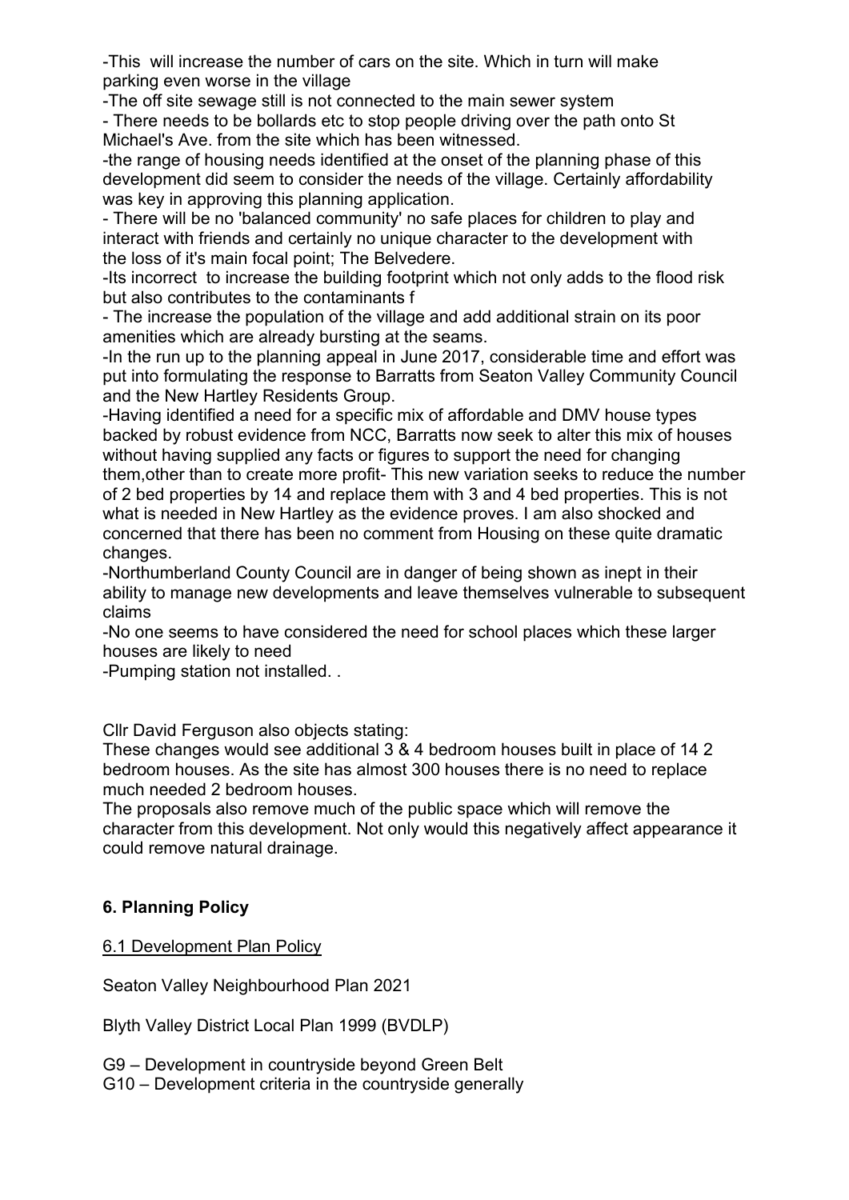-This will increase the number of cars on the site. Which in turn will make parking even worse in the village

-The off site sewage still is not connected to the main sewer system

- There needs to be bollards etc to stop people driving over the path onto St Michael's Ave. from the site which has been witnessed.

-the range of housing needs identified at the onset of the planning phase of this development did seem to consider the needs of the village. Certainly affordability was key in approving this planning application.

- There will be no 'balanced community' no safe places for children to play and interact with friends and certainly no unique character to the development with the loss of it's main focal point; The Belvedere.

-Its incorrect to increase the building footprint which not only adds to the flood risk but also contributes to the contaminants f

- The increase the population of the village and add additional strain on its poor amenities which are already bursting at the seams.

-In the run up to the planning appeal in June 2017, considerable time and effort was put into formulating the response to Barratts from Seaton Valley Community Council and the New Hartley Residents Group.

-Having identified a need for a specific mix of affordable and DMV house types backed by robust evidence from NCC, Barratts now seek to alter this mix of houses without having supplied any facts or figures to support the need for changing them,other than to create more profit- This new variation seeks to reduce the number of 2 bed properties by 14 and replace them with 3 and 4 bed properties. This is not what is needed in New Hartley as the evidence proves. I am also shocked and concerned that there has been no comment from Housing on these quite dramatic changes.

-Northumberland County Council are in danger of being shown as inept in their ability to manage new developments and leave themselves vulnerable to subsequent claims

-No one seems to have considered the need for school places which these larger houses are likely to need

-Pumping station not installed. .

Cllr David Ferguson also objects stating:

These changes would see additional 3 & 4 bedroom houses built in place of 14 2 bedroom houses. As the site has almost 300 houses there is no need to replace much needed 2 bedroom houses.

The proposals also remove much of the public space which will remove the character from this development. Not only would this negatively affect appearance it could remove natural drainage.

## 6. Planning Policy

6.1 Development Plan Policy

Seaton Valley Neighbourhood Plan 2021

Blyth Valley District Local Plan 1999 (BVDLP)

G9 – Development in countryside beyond Green Belt

G10 – Development criteria in the countryside generally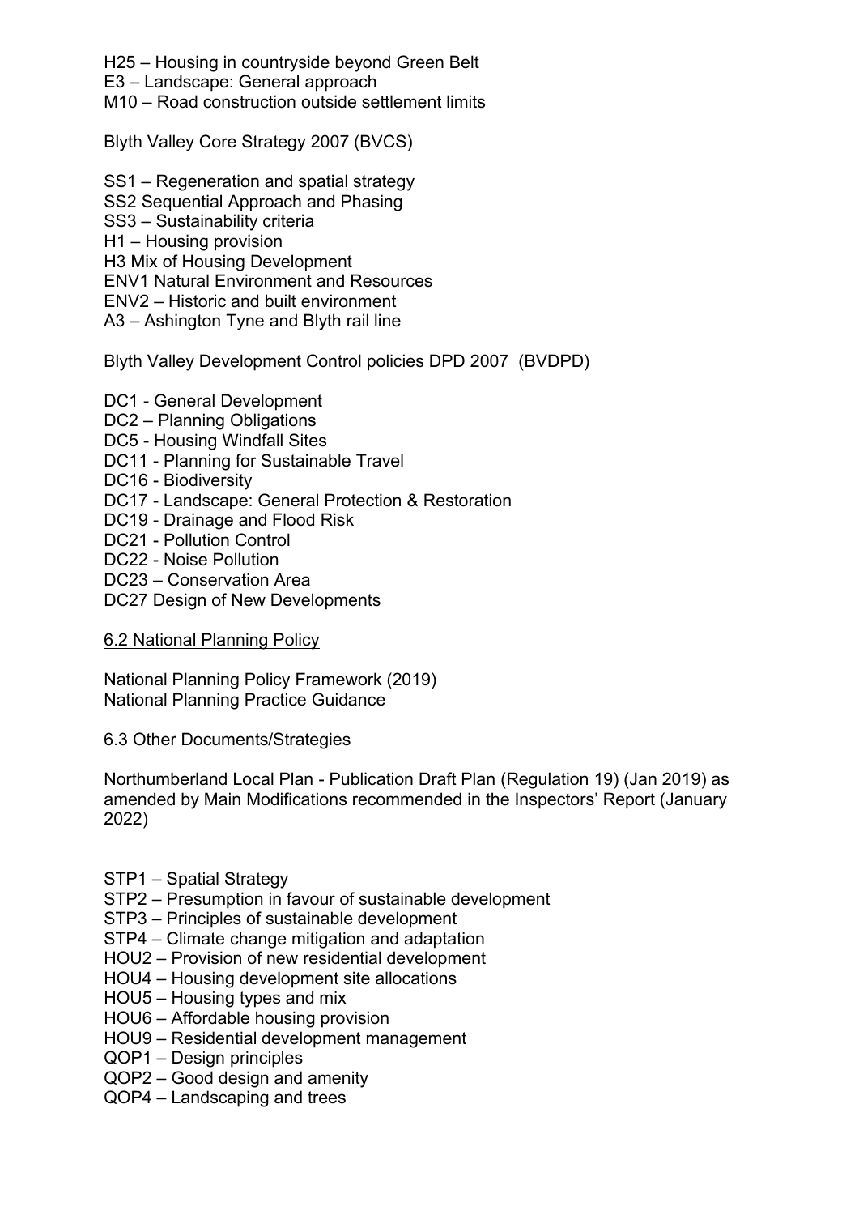H25 – Housing in countryside beyond Green Belt
E3 – Landscape: General approach
M10 – Road construction outside settlement limits

Blyth Valley Core Strategy 2007 (BVCS)

SS1 – Regeneration and spatial strategy
SS2 Sequential Approach and Phasing
SS3 – Sustainability criteria
H1 – Housing provision
H3 Mix of Housing Development
ENV1 Natural Environment and Resources
ENV2 – Historic and built environment
A3 – Ashington Tyne and Blyth rail line

Blyth Valley Development Control policies DPD 2007 (BVDPD)

DC1 - General Development
DC2 – Planning Obligations
DC5 - Housing Windfall Sites
DC11 - Planning for Sustainable Travel
DC16 - Biodiversity
DC17 - Landscape: General Protection & Restoration
DC19 - Drainage and Flood Risk
DC21 - Pollution Control
DC22 - Noise Pollution
DC23 – Conservation Area
DC27 Design of New Developments

6.2 National Planning Policy

National Planning Policy Framework (2019)
National Planning Practice Guidance

6.3 Other Documents/Strategies

Northumberland Local Plan - Publication Draft Plan (Regulation 19) (Jan 2019) as amended by Main Modifications recommended in the Inspectors' Report (January 2022)

STP1 – Spatial Strategy
STP2 – Presumption in favour of sustainable development
STP3 – Principles of sustainable development
STP4 – Climate change mitigation and adaptation
HOU2 – Provision of new residential development
HOU4 – Housing development site allocations
HOU5 – Housing types and mix
HOU6 – Affordable housing provision
HOU9 – Residential development management
QOP1 – Design principles
QOP2 – Good design and amenity
QOP4 – Landscaping and trees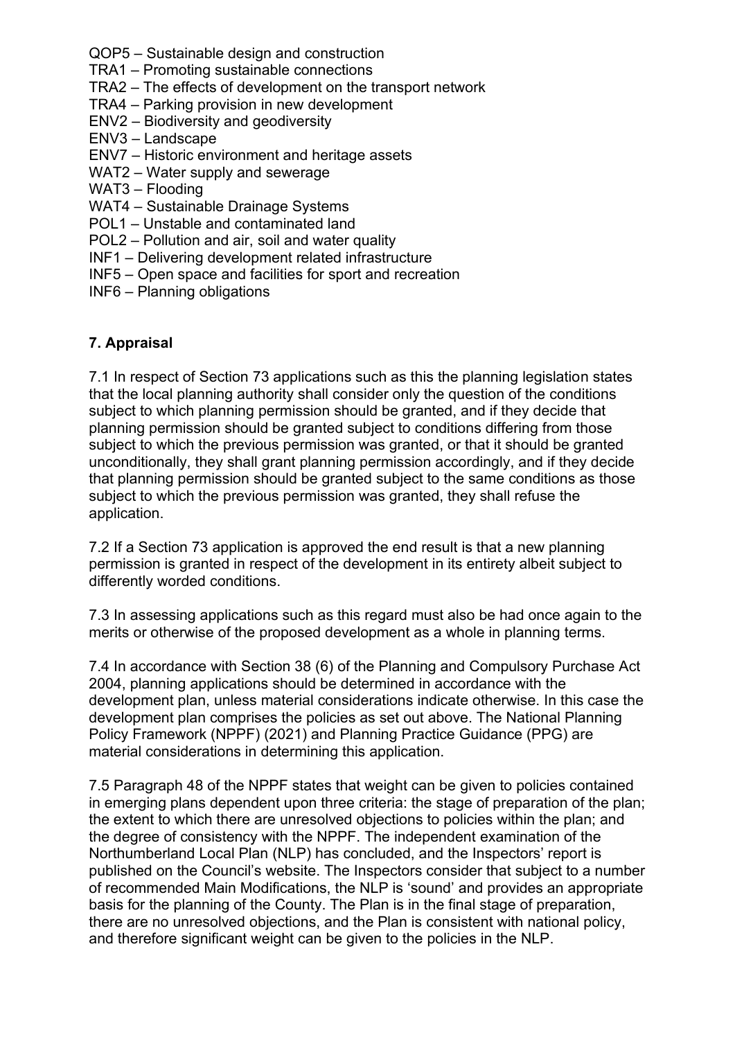QOP5 – Sustainable design and construction
TRA1 – Promoting sustainable connections
TRA2 – The effects of development on the transport network
TRA4 – Parking provision in new development
ENV2 – Biodiversity and geodiversity
ENV3 – Landscape
ENV7 – Historic environment and heritage assets
WAT2 – Water supply and sewerage
WAT3 – Flooding
WAT4 – Sustainable Drainage Systems
POL1 – Unstable and contaminated land
POL2 – Pollution and air, soil and water quality
INF1 – Delivering development related infrastructure
INF5 – Open space and facilities for sport and recreation
INF6 – Planning obligations

## 7. Appraisal

7.1 In respect of Section 73 applications such as this the planning legislation states that the local planning authority shall consider only the question of the conditions subject to which planning permission should be granted, and if they decide that planning permission should be granted subject to conditions differing from those subject to which the previous permission was granted, or that it should be granted unconditionally, they shall grant planning permission accordingly, and if they decide that planning permission should be granted subject to the same conditions as those subject to which the previous permission was granted, they shall refuse the application.

7.2 If a Section 73 application is approved the end result is that a new planning permission is granted in respect of the development in its entirety albeit subject to differently worded conditions.

7.3 In assessing applications such as this regard must also be had once again to the merits or otherwise of the proposed development as a whole in planning terms.

7.4 In accordance with Section 38 (6) of the Planning and Compulsory Purchase Act 2004, planning applications should be determined in accordance with the development plan, unless material considerations indicate otherwise. In this case the development plan comprises the policies as set out above. The National Planning Policy Framework (NPPF) (2021) and Planning Practice Guidance (PPG) are material considerations in determining this application.

7.5 Paragraph 48 of the NPPF states that weight can be given to policies contained in emerging plans dependent upon three criteria: the stage of preparation of the plan; the extent to which there are unresolved objections to policies within the plan; and the degree of consistency with the NPPF. The independent examination of the Northumberland Local Plan (NLP) has concluded, and the Inspectors' report is published on the Council's website. The Inspectors consider that subject to a number of recommended Main Modifications, the NLP is 'sound' and provides an appropriate basis for the planning of the County. The Plan is in the final stage of preparation, there are no unresolved objections, and the Plan is consistent with national policy, and therefore significant weight can be given to the policies in the NLP.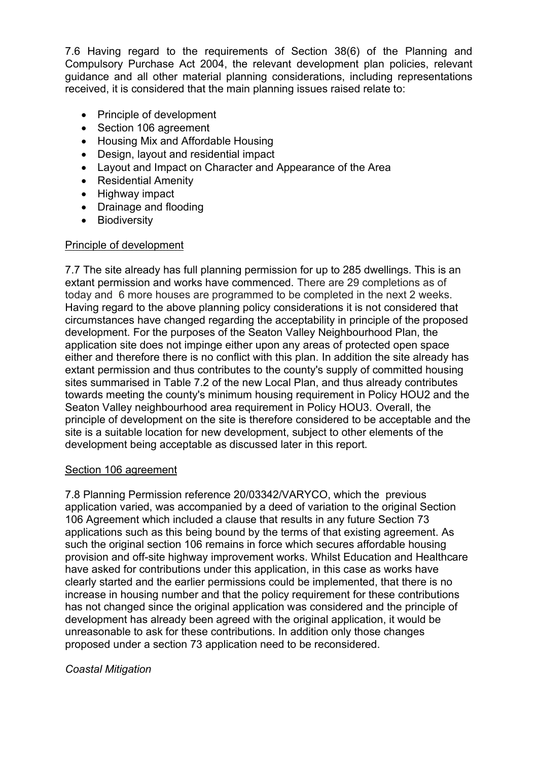7.6 Having regard to the requirements of Section 38(6) of the Planning and Compulsory Purchase Act 2004, the relevant development plan policies, relevant guidance and all other material planning considerations, including representations received, it is considered that the main planning issues raised relate to:

- Principle of development
- Section 106 agreement
- Housing Mix and Affordable Housing
- Design, layout and residential impact
- Layout and Impact on Character and Appearance of the Area
- Residential Amenity
- Highway impact
- Drainage and flooding
- Biodiversity

Principle of development

7.7 The site already has full planning permission for up to 285 dwellings. This is an extant permission and works have commenced. There are 29 completions as of today and 6 more houses are programmed to be completed in the next 2 weeks. Having regard to the above planning policy considerations it is not considered that circumstances have changed regarding the acceptability in principle of the proposed development. For the purposes of the Seaton Valley Neighbourhood Plan, the application site does not impinge either upon any areas of protected open space either and therefore there is no conflict with this plan. In addition the site already has extant permission and thus contributes to the county's supply of committed housing sites summarised in Table 7.2 of the new Local Plan, and thus already contributes towards meeting the county's minimum housing requirement in Policy HOU2 and the Seaton Valley neighbourhood area requirement in Policy HOU3. Overall, the principle of development on the site is therefore considered to be acceptable and the site is a suitable location for new development, subject to other elements of the development being acceptable as discussed later in this report.

Section 106 agreement

7.8 Planning Permission reference 20/03342/VARYCO, which the previous application varied, was accompanied by a deed of variation to the original Section 106 Agreement which included a clause that results in any future Section 73 applications such as this being bound by the terms of that existing agreement. As such the original section 106 remains in force which secures affordable housing provision and off-site highway improvement works. Whilst Education and Healthcare have asked for contributions under this application, in this case as works have clearly started and the earlier permissions could be implemented, that there is no increase in housing number and that the policy requirement for these contributions has not changed since the original application was considered and the principle of development has already been agreed with the original application, it would be unreasonable to ask for these contributions. In addition only those changes proposed under a section 73 application need to be reconsidered.

*Coastal Mitigation*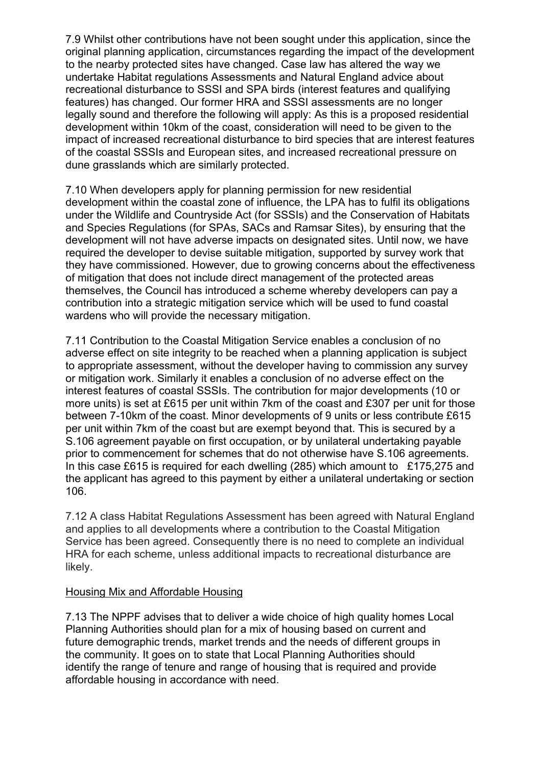7.9 Whilst other contributions have not been sought under this application, since the original planning application, circumstances regarding the impact of the development to the nearby protected sites have changed. Case law has altered the way we undertake Habitat regulations Assessments and Natural England advice about recreational disturbance to SSSI and SPA birds (interest features and qualifying features) has changed. Our former HRA and SSSI assessments are no longer legally sound and therefore the following will apply: As this is a proposed residential development within 10km of the coast, consideration will need to be given to the impact of increased recreational disturbance to bird species that are interest features of the coastal SSSIs and European sites, and increased recreational pressure on dune grasslands which are similarly protected.

7.10 When developers apply for planning permission for new residential development within the coastal zone of influence, the LPA has to fulfil its obligations under the Wildlife and Countryside Act (for SSSIs) and the Conservation of Habitats and Species Regulations (for SPAs, SACs and Ramsar Sites), by ensuring that the development will not have adverse impacts on designated sites. Until now, we have required the developer to devise suitable mitigation, supported by survey work that they have commissioned. However, due to growing concerns about the effectiveness of mitigation that does not include direct management of the protected areas themselves, the Council has introduced a scheme whereby developers can pay a contribution into a strategic mitigation service which will be used to fund coastal wardens who will provide the necessary mitigation.

7.11 Contribution to the Coastal Mitigation Service enables a conclusion of no adverse effect on site integrity to be reached when a planning application is subject to appropriate assessment, without the developer having to commission any survey or mitigation work. Similarly it enables a conclusion of no adverse effect on the interest features of coastal SSSIs. The contribution for major developments (10 or more units) is set at £615 per unit within 7km of the coast and £307 per unit for those between 7-10km of the coast. Minor developments of 9 units or less contribute £615 per unit within 7km of the coast but are exempt beyond that. This is secured by a S.106 agreement payable on first occupation, or by unilateral undertaking payable prior to commencement for schemes that do not otherwise have S.106 agreements. In this case £615 is required for each dwelling (285) which amount to £175,275 and the applicant has agreed to this payment by either a unilateral undertaking or section 106.

7.12 A class Habitat Regulations Assessment has been agreed with Natural England and applies to all developments where a contribution to the Coastal Mitigation Service has been agreed. Consequently there is no need to complete an individual HRA for each scheme, unless additional impacts to recreational disturbance are likely.

<u>Housing Mix and Affordable Housing</u>

7.13 The NPPF advises that to deliver a wide choice of high quality homes Local Planning Authorities should plan for a mix of housing based on current and future demographic trends, market trends and the needs of different groups in the community. It goes on to state that Local Planning Authorities should identify the range of tenure and range of housing that is required and provide affordable housing in accordance with need.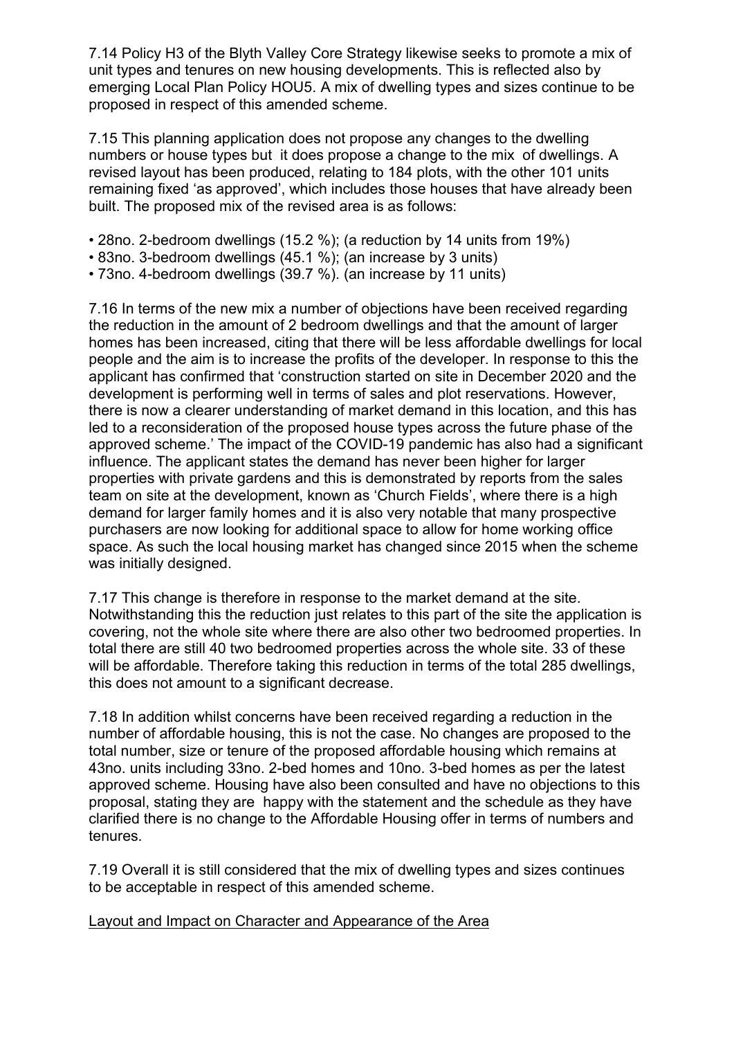7.14 Policy H3 of the Blyth Valley Core Strategy likewise seeks to promote a mix of unit types and tenures on new housing developments. This is reflected also by emerging Local Plan Policy HOU5. A mix of dwelling types and sizes continue to be proposed in respect of this amended scheme.

7.15 This planning application does not propose any changes to the dwelling numbers or house types but it does propose a change to the mix of dwellings. A revised layout has been produced, relating to 184 plots, with the other 101 units remaining fixed 'as approved', which includes those houses that have already been built. The proposed mix of the revised area is as follows:

- 28no. 2-bedroom dwellings (15.2 %); (a reduction by 14 units from 19%)
- 83no. 3-bedroom dwellings (45.1 %); (an increase by 3 units)
- 73no. 4-bedroom dwellings (39.7 %). (an increase by 11 units)

7.16 In terms of the new mix a number of objections have been received regarding the reduction in the amount of 2 bedroom dwellings and that the amount of larger homes has been increased, citing that there will be less affordable dwellings for local people and the aim is to increase the profits of the developer. In response to this the applicant has confirmed that 'construction started on site in December 2020 and the development is performing well in terms of sales and plot reservations. However, there is now a clearer understanding of market demand in this location, and this has led to a reconsideration of the proposed house types across the future phase of the approved scheme.' The impact of the COVID-19 pandemic has also had a significant influence. The applicant states the demand has never been higher for larger properties with private gardens and this is demonstrated by reports from the sales team on site at the development, known as 'Church Fields', where there is a high demand for larger family homes and it is also very notable that many prospective purchasers are now looking for additional space to allow for home working office space. As such the local housing market has changed since 2015 when the scheme was initially designed.

7.17 This change is therefore in response to the market demand at the site. Notwithstanding this the reduction just relates to this part of the site the application is covering, not the whole site where there are also other two bedroomed properties. In total there are still 40 two bedroomed properties across the whole site. 33 of these will be affordable. Therefore taking this reduction in terms of the total 285 dwellings, this does not amount to a significant decrease.

7.18 In addition whilst concerns have been received regarding a reduction in the number of affordable housing, this is not the case. No changes are proposed to the total number, size or tenure of the proposed affordable housing which remains at 43no. units including 33no. 2-bed homes and 10no. 3-bed homes as per the latest approved scheme. Housing have also been consulted and have no objections to this proposal, stating they are happy with the statement and the schedule as they have clarified there is no change to the Affordable Housing offer in terms of numbers and tenures.

7.19 Overall it is still considered that the mix of dwelling types and sizes continues to be acceptable in respect of this amended scheme.

Layout and Impact on Character and Appearance of the Area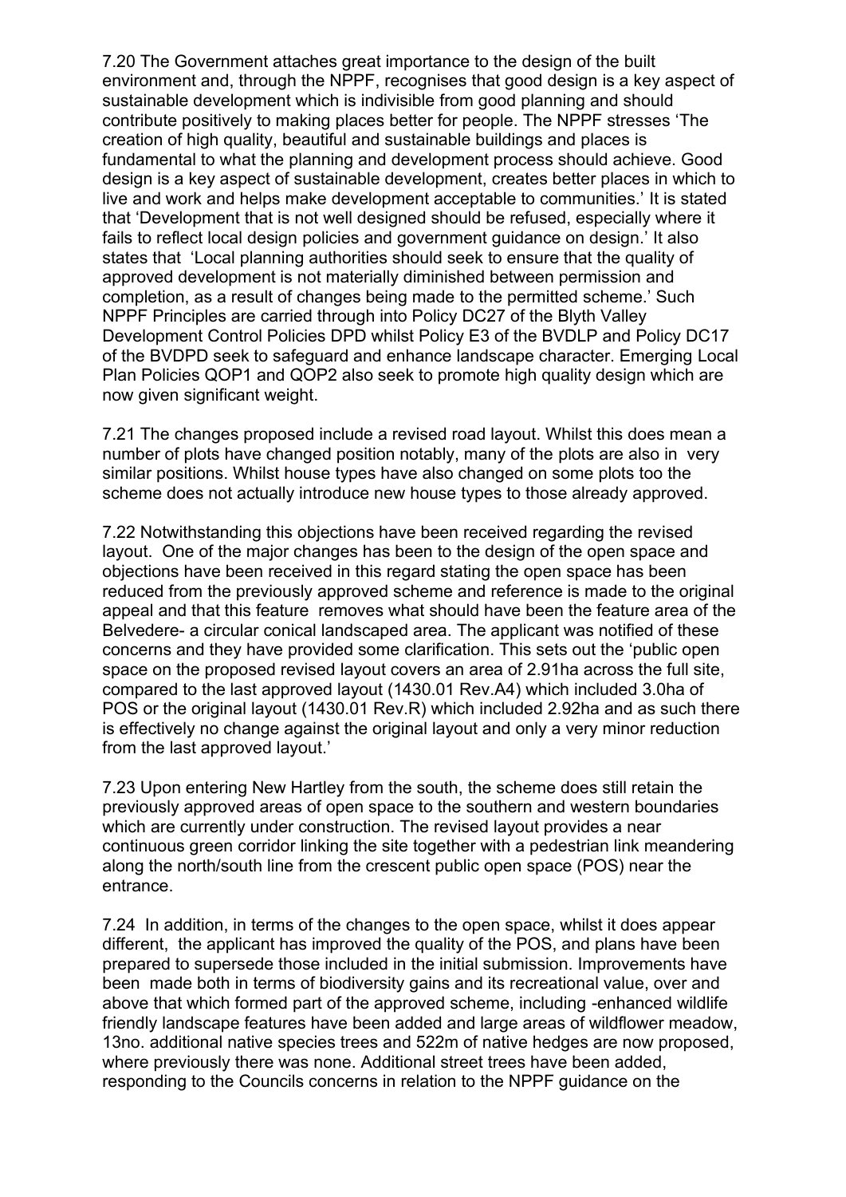7.20 The Government attaches great importance to the design of the built environment and, through the NPPF, recognises that good design is a key aspect of sustainable development which is indivisible from good planning and should contribute positively to making places better for people. The NPPF stresses 'The creation of high quality, beautiful and sustainable buildings and places is fundamental to what the planning and development process should achieve. Good design is a key aspect of sustainable development, creates better places in which to live and work and helps make development acceptable to communities.' It is stated that 'Development that is not well designed should be refused, especially where it fails to reflect local design policies and government guidance on design.' It also states that 'Local planning authorities should seek to ensure that the quality of approved development is not materially diminished between permission and completion, as a result of changes being made to the permitted scheme.' Such NPPF Principles are carried through into Policy DC27 of the Blyth Valley Development Control Policies DPD whilst Policy E3 of the BVDLP and Policy DC17 of the BVDPD seek to safeguard and enhance landscape character. Emerging Local Plan Policies QOP1 and QOP2 also seek to promote high quality design which are now given significant weight.

7.21 The changes proposed include a revised road layout. Whilst this does mean a number of plots have changed position notably, many of the plots are also in very similar positions. Whilst house types have also changed on some plots too the scheme does not actually introduce new house types to those already approved.

7.22 Notwithstanding this objections have been received regarding the revised layout. One of the major changes has been to the design of the open space and objections have been received in this regard stating the open space has been reduced from the previously approved scheme and reference is made to the original appeal and that this feature removes what should have been the feature area of the Belvedere- a circular conical landscaped area. The applicant was notified of these concerns and they have provided some clarification. This sets out the 'public open space on the proposed revised layout covers an area of 2.91ha across the full site, compared to the last approved layout (1430.01 Rev.A4) which included 3.0ha of POS or the original layout (1430.01 Rev.R) which included 2.92ha and as such there is effectively no change against the original layout and only a very minor reduction from the last approved layout.'

7.23 Upon entering New Hartley from the south, the scheme does still retain the previously approved areas of open space to the southern and western boundaries which are currently under construction. The revised layout provides a near continuous green corridor linking the site together with a pedestrian link meandering along the north/south line from the crescent public open space (POS) near the entrance.

7.24 In addition, in terms of the changes to the open space, whilst it does appear different, the applicant has improved the quality of the POS, and plans have been prepared to supersede those included in the initial submission. Improvements have been made both in terms of biodiversity gains and its recreational value, over and above that which formed part of the approved scheme, including -enhanced wildlife friendly landscape features have been added and large areas of wildflower meadow, 13no. additional native species trees and 522m of native hedges are now proposed, where previously there was none. Additional street trees have been added, responding to the Councils concerns in relation to the NPPF guidance on the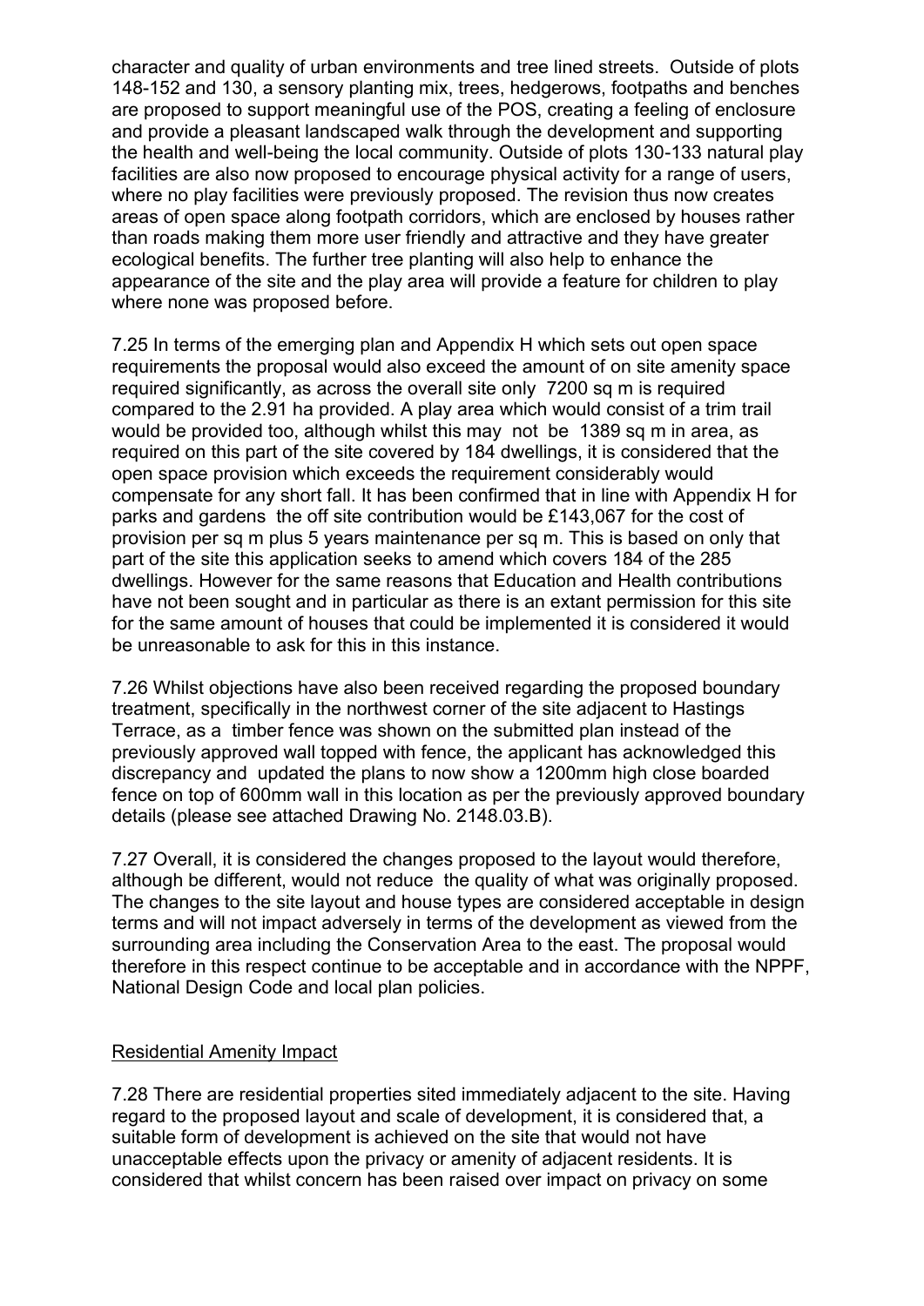character and quality of urban environments and tree lined streets. Outside of plots 148-152 and 130, a sensory planting mix, trees, hedgerows, footpaths and benches are proposed to support meaningful use of the POS, creating a feeling of enclosure and provide a pleasant landscaped walk through the development and supporting the health and well-being the local community. Outside of plots 130-133 natural play facilities are also now proposed to encourage physical activity for a range of users, where no play facilities were previously proposed. The revision thus now creates areas of open space along footpath corridors, which are enclosed by houses rather than roads making them more user friendly and attractive and they have greater ecological benefits. The further tree planting will also help to enhance the appearance of the site and the play area will provide a feature for children to play where none was proposed before.

7.25 In terms of the emerging plan and Appendix H which sets out open space requirements the proposal would also exceed the amount of on site amenity space required significantly, as across the overall site only 7200 sq m is required compared to the 2.91 ha provided. A play area which would consist of a trim trail would be provided too, although whilst this may not be 1389 sq m in area, as required on this part of the site covered by 184 dwellings, it is considered that the open space provision which exceeds the requirement considerably would compensate for any short fall. It has been confirmed that in line with Appendix H for parks and gardens the off site contribution would be £143,067 for the cost of provision per sq m plus 5 years maintenance per sq m. This is based on only that part of the site this application seeks to amend which covers 184 of the 285 dwellings. However for the same reasons that Education and Health contributions have not been sought and in particular as there is an extant permission for this site for the same amount of houses that could be implemented it is considered it would be unreasonable to ask for this in this instance.

7.26 Whilst objections have also been received regarding the proposed boundary treatment, specifically in the northwest corner of the site adjacent to Hastings Terrace, as a timber fence was shown on the submitted plan instead of the previously approved wall topped with fence, the applicant has acknowledged this discrepancy and updated the plans to now show a 1200mm high close boarded fence on top of 600mm wall in this location as per the previously approved boundary details (please see attached Drawing No. 2148.03.B).

7.27 Overall, it is considered the changes proposed to the layout would therefore, although be different, would not reduce the quality of what was originally proposed. The changes to the site layout and house types are considered acceptable in design terms and will not impact adversely in terms of the development as viewed from the surrounding area including the Conservation Area to the east. The proposal would therefore in this respect continue to be acceptable and in accordance with the NPPF, National Design Code and local plan policies.

## Residential Amenity Impact

7.28 There are residential properties sited immediately adjacent to the site. Having regard to the proposed layout and scale of development, it is considered that, a suitable form of development is achieved on the site that would not have unacceptable effects upon the privacy or amenity of adjacent residents. It is considered that whilst concern has been raised over impact on privacy on some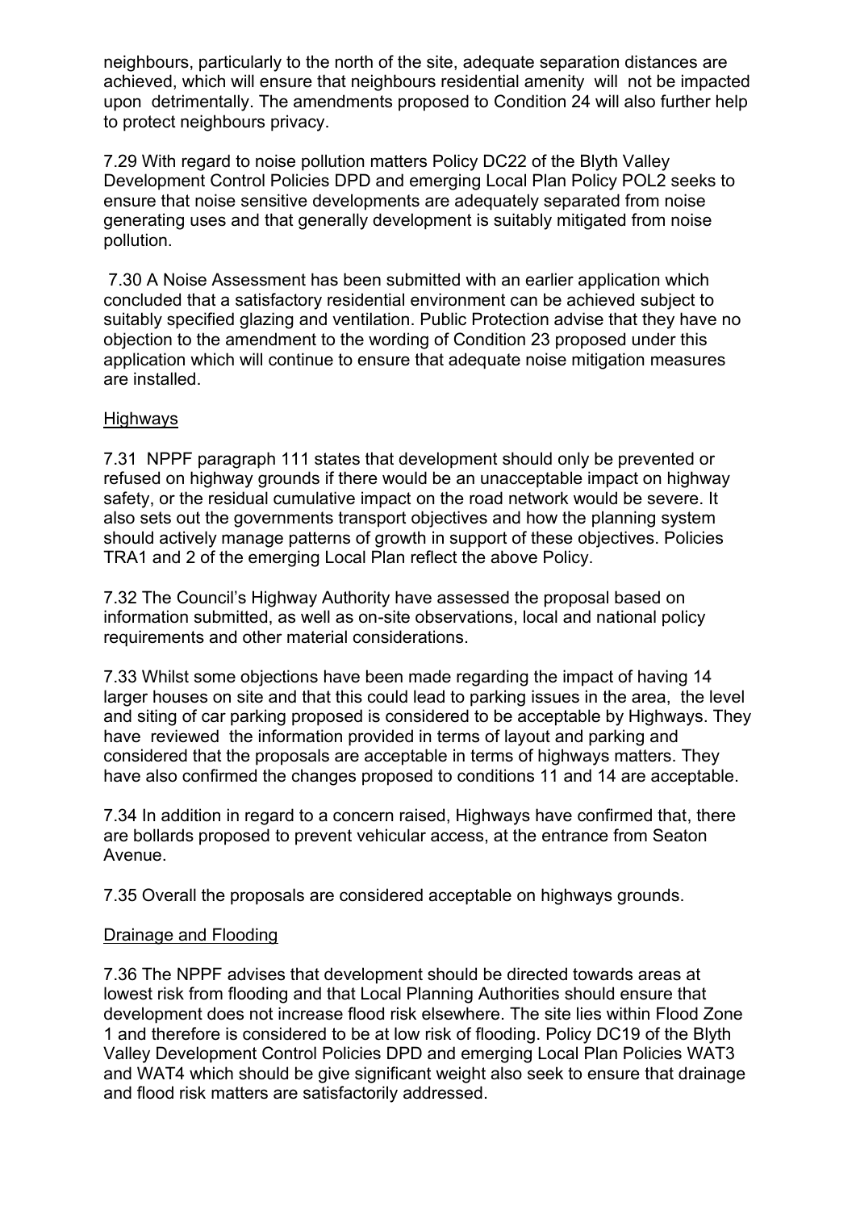neighbours, particularly to the north of the site, adequate separation distances are achieved, which will ensure that neighbours residential amenity will not be impacted upon detrimentally. The amendments proposed to Condition 24 will also further help to protect neighbours privacy.

7.29 With regard to noise pollution matters Policy DC22 of the Blyth Valley Development Control Policies DPD and emerging Local Plan Policy POL2 seeks to ensure that noise sensitive developments are adequately separated from noise generating uses and that generally development is suitably mitigated from noise pollution.

7.30 A Noise Assessment has been submitted with an earlier application which concluded that a satisfactory residential environment can be achieved subject to suitably specified glazing and ventilation. Public Protection advise that they have no objection to the amendment to the wording of Condition 23 proposed under this application which will continue to ensure that adequate noise mitigation measures are installed.

Highways

7.31 NPPF paragraph 111 states that development should only be prevented or refused on highway grounds if there would be an unacceptable impact on highway safety, or the residual cumulative impact on the road network would be severe. It also sets out the governments transport objectives and how the planning system should actively manage patterns of growth in support of these objectives. Policies TRA1 and 2 of the emerging Local Plan reflect the above Policy.

7.32 The Council's Highway Authority have assessed the proposal based on information submitted, as well as on-site observations, local and national policy requirements and other material considerations.

7.33 Whilst some objections have been made regarding the impact of having 14 larger houses on site and that this could lead to parking issues in the area, the level and siting of car parking proposed is considered to be acceptable by Highways. They have reviewed the information provided in terms of layout and parking and considered that the proposals are acceptable in terms of highways matters. They have also confirmed the changes proposed to conditions 11 and 14 are acceptable.

7.34 In addition in regard to a concern raised, Highways have confirmed that, there are bollards proposed to prevent vehicular access, at the entrance from Seaton Avenue.

7.35 Overall the proposals are considered acceptable on highways grounds.

Drainage and Flooding

7.36 The NPPF advises that development should be directed towards areas at lowest risk from flooding and that Local Planning Authorities should ensure that development does not increase flood risk elsewhere. The site lies within Flood Zone 1 and therefore is considered to be at low risk of flooding. Policy DC19 of the Blyth Valley Development Control Policies DPD and emerging Local Plan Policies WAT3 and WAT4 which should be give significant weight also seek to ensure that drainage and flood risk matters are satisfactorily addressed.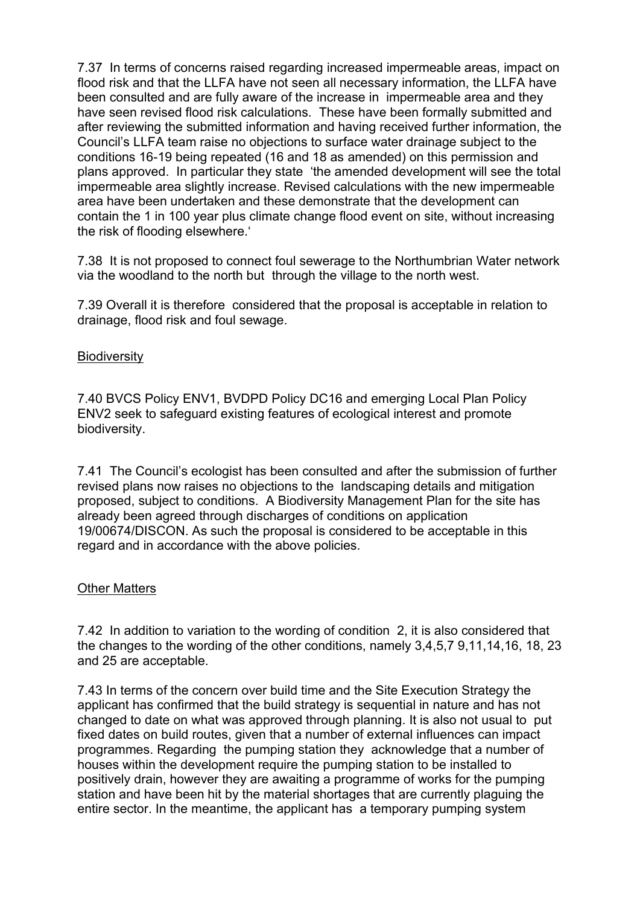7.37 In terms of concerns raised regarding increased impermeable areas, impact on flood risk and that the LLFA have not seen all necessary information, the LLFA have been consulted and are fully aware of the increase in impermeable area and they have seen revised flood risk calculations. These have been formally submitted and after reviewing the submitted information and having received further information, the Council's LLFA team raise no objections to surface water drainage subject to the conditions 16-19 being repeated (16 and 18 as amended) on this permission and plans approved. In particular they state 'the amended development will see the total impermeable area slightly increase. Revised calculations with the new impermeable area have been undertaken and these demonstrate that the development can contain the 1 in 100 year plus climate change flood event on site, without increasing the risk of flooding elsewhere.'

7.38 It is not proposed to connect foul sewerage to the Northumbrian Water network via the woodland to the north but through the village to the north west.

7.39 Overall it is therefore considered that the proposal is acceptable in relation to drainage, flood risk and foul sewage.

Biodiversity

7.40 BVCS Policy ENV1, BVDPD Policy DC16 and emerging Local Plan Policy ENV2 seek to safeguard existing features of ecological interest and promote biodiversity.

7.41 The Council's ecologist has been consulted and after the submission of further revised plans now raises no objections to the landscaping details and mitigation proposed, subject to conditions. A Biodiversity Management Plan for the site has already been agreed through discharges of conditions on application 19/00674/DISCON. As such the proposal is considered to be acceptable in this regard and in accordance with the above policies.

Other Matters

7.42 In addition to variation to the wording of condition 2, it is also considered that the changes to the wording of the other conditions, namely 3,4,5,7 9,11,14,16, 18, 23 and 25 are acceptable.

7.43 In terms of the concern over build time and the Site Execution Strategy the applicant has confirmed that the build strategy is sequential in nature and has not changed to date on what was approved through planning. It is also not usual to put fixed dates on build routes, given that a number of external influences can impact programmes. Regarding the pumping station they acknowledge that a number of houses within the development require the pumping station to be installed to positively drain, however they are awaiting a programme of works for the pumping station and have been hit by the material shortages that are currently plaguing the entire sector. In the meantime, the applicant has a temporary pumping system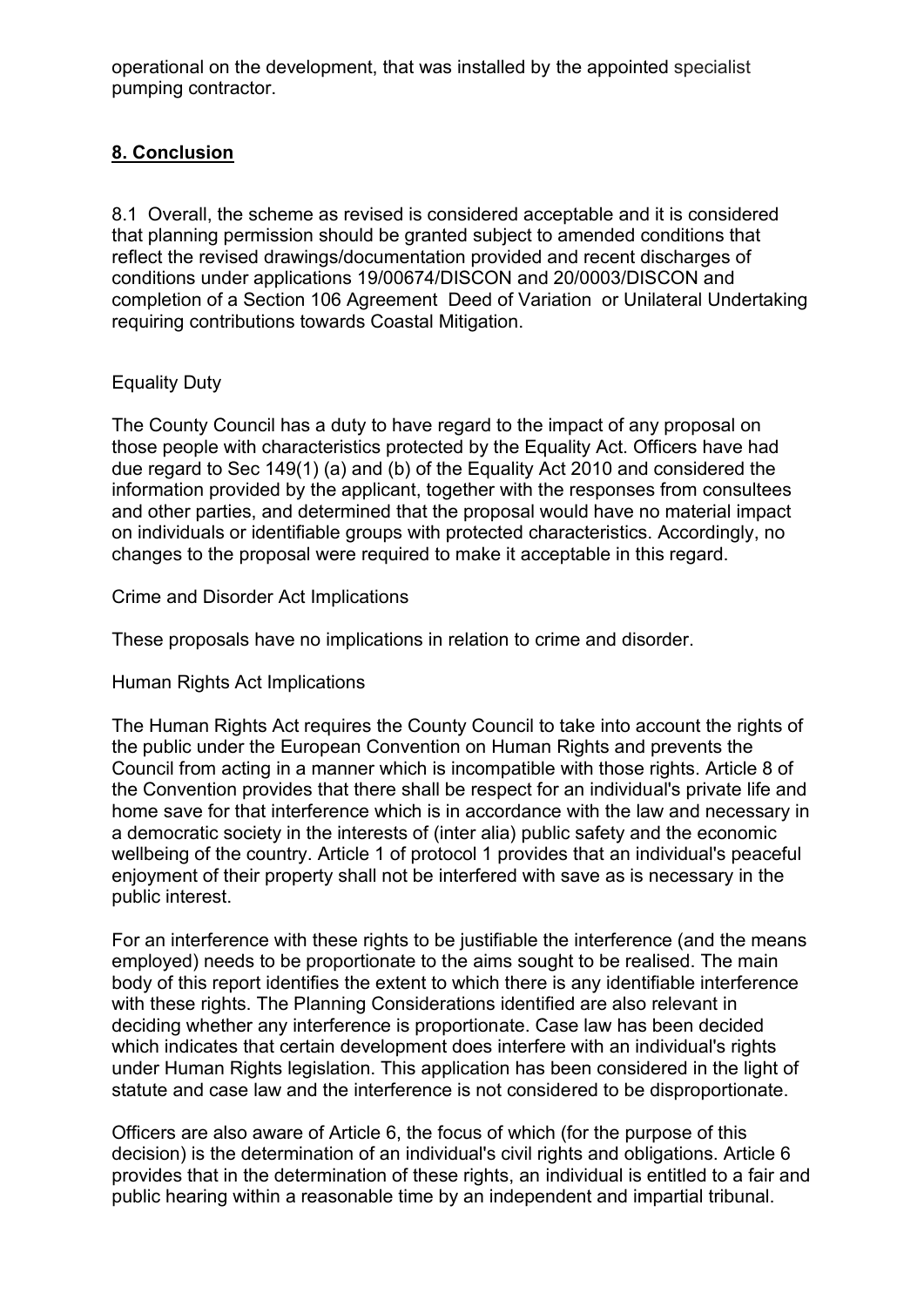operational on the development, that was installed by the appointed specialist pumping contractor.

## **8. Conclusion**

8.1 Overall, the scheme as revised is considered acceptable and it is considered that planning permission should be granted subject to amended conditions that reflect the revised drawings/documentation provided and recent discharges of conditions under applications 19/00674/DISCON and 20/0003/DISCON and completion of a Section 106 Agreement Deed of Variation or Unilateral Undertaking requiring contributions towards Coastal Mitigation.

Equality Duty

The County Council has a duty to have regard to the impact of any proposal on those people with characteristics protected by the Equality Act. Officers have had due regard to Sec 149(1) (a) and (b) of the Equality Act 2010 and considered the information provided by the applicant, together with the responses from consultees and other parties, and determined that the proposal would have no material impact on individuals or identifiable groups with protected characteristics. Accordingly, no changes to the proposal were required to make it acceptable in this regard.

Crime and Disorder Act Implications

These proposals have no implications in relation to crime and disorder.

Human Rights Act Implications

The Human Rights Act requires the County Council to take into account the rights of the public under the European Convention on Human Rights and prevents the Council from acting in a manner which is incompatible with those rights. Article 8 of the Convention provides that there shall be respect for an individual's private life and home save for that interference which is in accordance with the law and necessary in a democratic society in the interests of (inter alia) public safety and the economic wellbeing of the country. Article 1 of protocol 1 provides that an individual's peaceful enjoyment of their property shall not be interfered with save as is necessary in the public interest.

For an interference with these rights to be justifiable the interference (and the means employed) needs to be proportionate to the aims sought to be realised. The main body of this report identifies the extent to which there is any identifiable interference with these rights. The Planning Considerations identified are also relevant in deciding whether any interference is proportionate. Case law has been decided which indicates that certain development does interfere with an individual's rights under Human Rights legislation. This application has been considered in the light of statute and case law and the interference is not considered to be disproportionate.

Officers are also aware of Article 6, the focus of which (for the purpose of this decision) is the determination of an individual's civil rights and obligations. Article 6 provides that in the determination of these rights, an individual is entitled to a fair and public hearing within a reasonable time by an independent and impartial tribunal.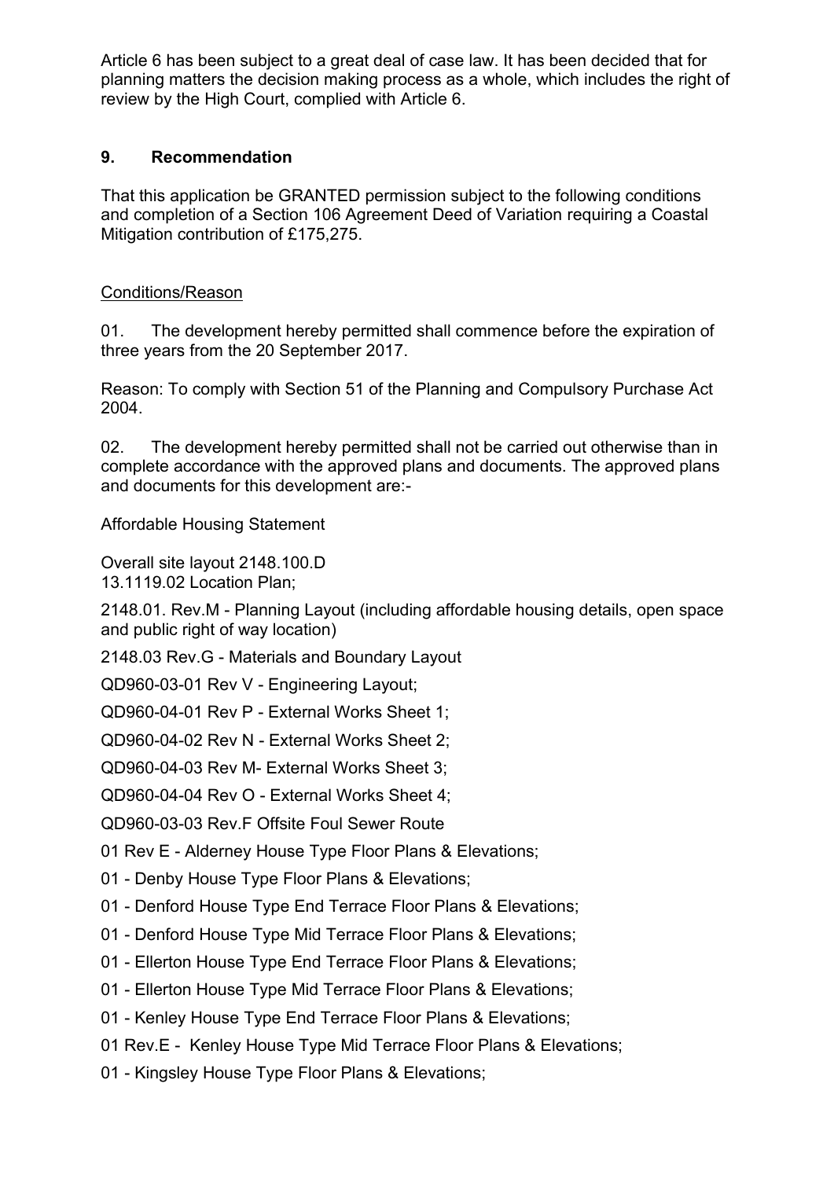Article 6 has been subject to a great deal of case law. It has been decided that for planning matters the decision making process as a whole, which includes the right of review by the High Court, complied with Article 6.

## 9. Recommendation

That this application be GRANTED permission subject to the following conditions and completion of a Section 106 Agreement Deed of Variation requiring a Coastal Mitigation contribution of £175,275.

Conditions/Reason

01. The development hereby permitted shall commence before the expiration of three years from the 20 September 2017.

Reason: To comply with Section 51 of the Planning and Compulsory Purchase Act 2004.

02. The development hereby permitted shall not be carried out otherwise than in complete accordance with the approved plans and documents. The approved plans and documents for this development are:-

Affordable Housing Statement

Overall site layout 2148.100.D
13.1119.02 Location Plan;

2148.01. Rev.M - Planning Layout (including affordable housing details, open space and public right of way location)

2148.03 Rev.G - Materials and Boundary Layout

QD960-03-01 Rev V - Engineering Layout;

QD960-04-01 Rev P - External Works Sheet 1;

QD960-04-02 Rev N - External Works Sheet 2;

QD960-04-03 Rev M- External Works Sheet 3;

QD960-04-04 Rev O - External Works Sheet 4;

QD960-03-03 Rev.F Offsite Foul Sewer Route

01 Rev E - Alderney House Type Floor Plans & Elevations;

01 - Denby House Type Floor Plans & Elevations;

01 - Denford House Type End Terrace Floor Plans & Elevations;

01 - Denford House Type Mid Terrace Floor Plans & Elevations;

01 - Ellerton House Type End Terrace Floor Plans & Elevations;

01 - Ellerton House Type Mid Terrace Floor Plans & Elevations;

01 - Kenley House Type End Terrace Floor Plans & Elevations;

01 Rev.E - Kenley House Type Mid Terrace Floor Plans & Elevations;

01 - Kingsley House Type Floor Plans & Elevations;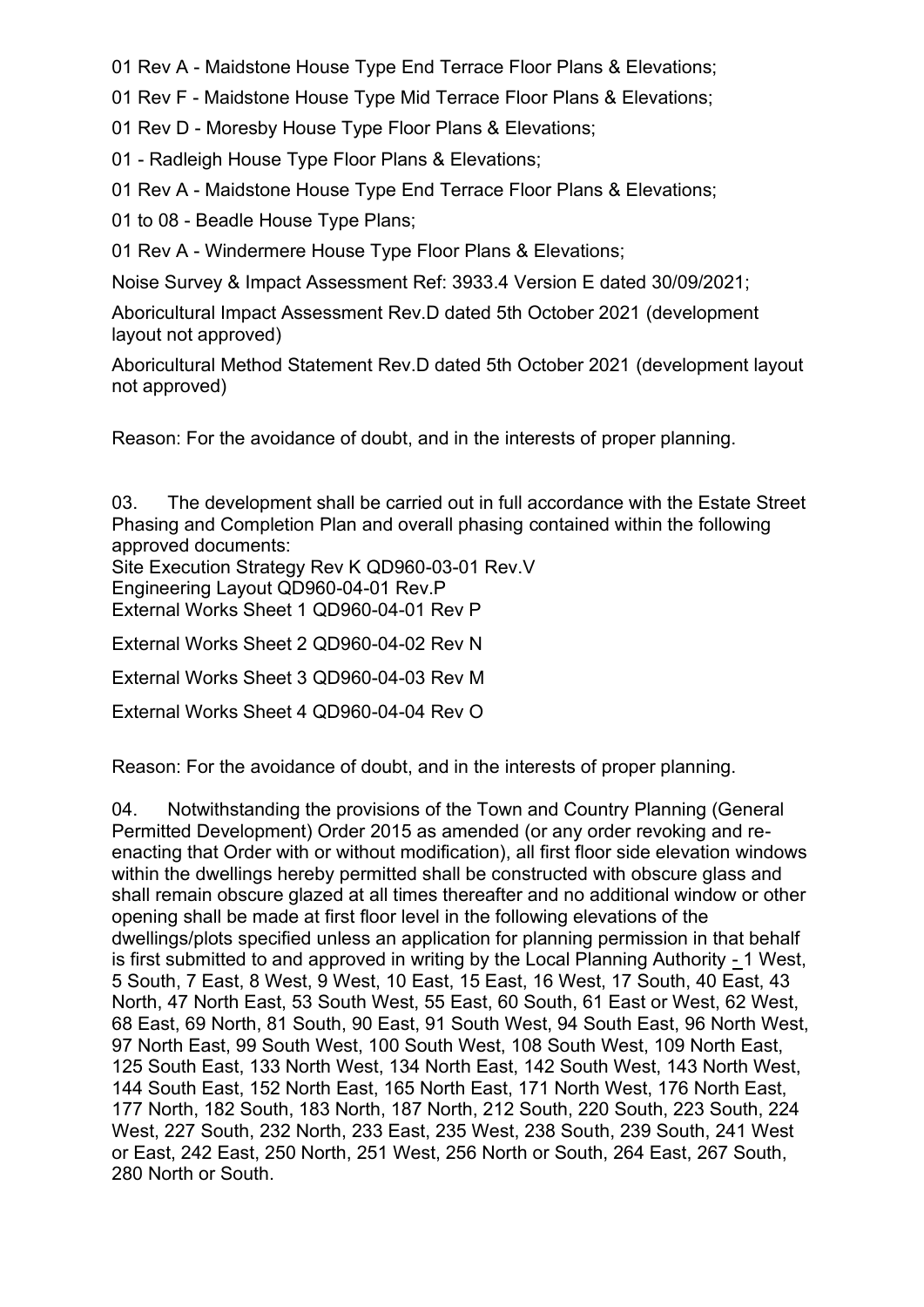01 Rev A - Maidstone House Type End Terrace Floor Plans & Elevations;

01 Rev F - Maidstone House Type Mid Terrace Floor Plans & Elevations;

01 Rev D - Moresby House Type Floor Plans & Elevations;

01 - Radleigh House Type Floor Plans & Elevations;

01 Rev A - Maidstone House Type End Terrace Floor Plans & Elevations;

01 to 08 - Beadle House Type Plans;

01 Rev A - Windermere House Type Floor Plans & Elevations;

Noise Survey & Impact Assessment Ref: 3933.4 Version E dated 30/09/2021;

Aboricultural Impact Assessment Rev.D dated 5th October 2021 (development layout not approved)

Aboricultural Method Statement Rev.D dated 5th October 2021 (development layout not approved)

Reason: For the avoidance of doubt, and in the interests of proper planning.

03. The development shall be carried out in full accordance with the Estate Street Phasing and Completion Plan and overall phasing contained within the following approved documents:
Site Execution Strategy Rev K QD960-03-01 Rev.V
Engineering Layout QD960-04-01 Rev.P
External Works Sheet 1 QD960-04-01 Rev P

External Works Sheet 2 QD960-04-02 Rev N

External Works Sheet 3 QD960-04-03 Rev M

External Works Sheet 4 QD960-04-04 Rev O

Reason: For the avoidance of doubt, and in the interests of proper planning.

04. Notwithstanding the provisions of the Town and Country Planning (General Permitted Development) Order 2015 as amended (or any order revoking and re-enacting that Order with or without modification), all first floor side elevation windows within the dwellings hereby permitted shall be constructed with obscure glass and shall remain obscure glazed at all times thereafter and no additional window or other opening shall be made at first floor level in the following elevations of the dwellings/plots specified unless an application for planning permission in that behalf is first submitted to and approved in writing by the Local Planning Authority - 1 West, 5 South, 7 East, 8 West, 9 West, 10 East, 15 East, 16 West, 17 South, 40 East, 43 North, 47 North East, 53 South West, 55 East, 60 South, 61 East or West, 62 West, 68 East, 69 North, 81 South, 90 East, 91 South West, 94 South East, 96 North West, 97 North East, 99 South West, 100 South West, 108 South West, 109 North East, 125 South East, 133 North West, 134 North East, 142 South West, 143 North West, 144 South East, 152 North East, 165 North East, 171 North West, 176 North East, 177 North, 182 South, 183 North, 187 North, 212 South, 220 South, 223 South, 224 West, 227 South, 232 North, 233 East, 235 West, 238 South, 239 South, 241 West or East, 242 East, 250 North, 251 West, 256 North or South, 264 East, 267 South, 280 North or South.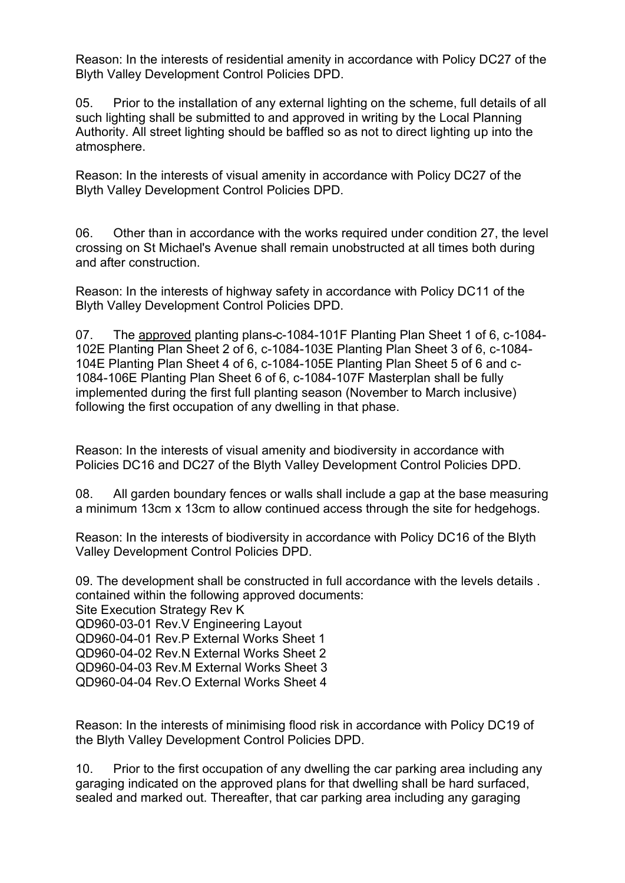Reason: In the interests of residential amenity in accordance with Policy DC27 of the Blyth Valley Development Control Policies DPD.

05. Prior to the installation of any external lighting on the scheme, full details of all such lighting shall be submitted to and approved in writing by the Local Planning Authority. All street lighting should be baffled so as not to direct lighting up into the atmosphere.

Reason: In the interests of visual amenity in accordance with Policy DC27 of the Blyth Valley Development Control Policies DPD.

06. Other than in accordance with the works required under condition 27, the level crossing on St Michael's Avenue shall remain unobstructed at all times both during and after construction.

Reason: In the interests of highway safety in accordance with Policy DC11 of the Blyth Valley Development Control Policies DPD.

07. The approved planting plans-c-1084-101F Planting Plan Sheet 1 of 6, c-1084-102E Planting Plan Sheet 2 of 6, c-1084-103E Planting Plan Sheet 3 of 6, c-1084-104E Planting Plan Sheet 4 of 6, c-1084-105E Planting Plan Sheet 5 of 6 and c-1084-106E Planting Plan Sheet 6 of 6, c-1084-107F Masterplan shall be fully implemented during the first full planting season (November to March inclusive) following the first occupation of any dwelling in that phase.

Reason: In the interests of visual amenity and biodiversity in accordance with Policies DC16 and DC27 of the Blyth Valley Development Control Policies DPD.

08. All garden boundary fences or walls shall include a gap at the base measuring a minimum 13cm x 13cm to allow continued access through the site for hedgehogs.

Reason: In the interests of biodiversity in accordance with Policy DC16 of the Blyth Valley Development Control Policies DPD.

09. The development shall be constructed in full accordance with the levels details . contained within the following approved documents:
Site Execution Strategy Rev K
QD960-03-01 Rev.V Engineering Layout
QD960-04-01 Rev.P External Works Sheet 1
QD960-04-02 Rev.N External Works Sheet 2
QD960-04-03 Rev.M External Works Sheet 3
QD960-04-04 Rev.O External Works Sheet 4

Reason: In the interests of minimising flood risk in accordance with Policy DC19 of the Blyth Valley Development Control Policies DPD.

10. Prior to the first occupation of any dwelling the car parking area including any garaging indicated on the approved plans for that dwelling shall be hard surfaced, sealed and marked out. Thereafter, that car parking area including any garaging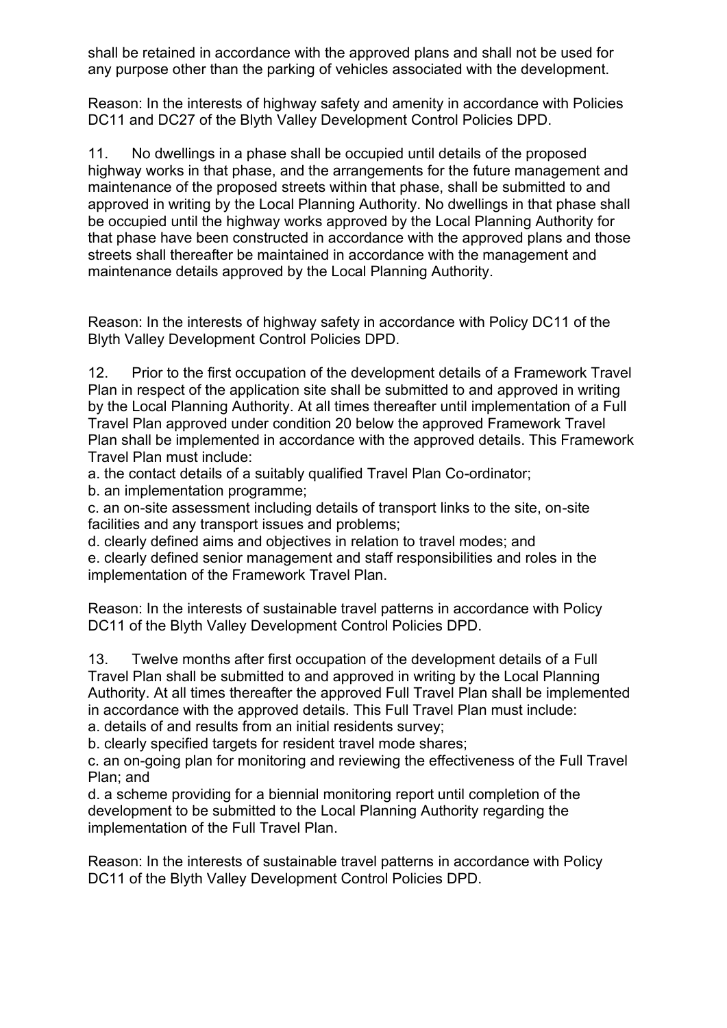shall be retained in accordance with the approved plans and shall not be used for any purpose other than the parking of vehicles associated with the development.

Reason: In the interests of highway safety and amenity in accordance with Policies DC11 and DC27 of the Blyth Valley Development Control Policies DPD.

11. No dwellings in a phase shall be occupied until details of the proposed highway works in that phase, and the arrangements for the future management and maintenance of the proposed streets within that phase, shall be submitted to and approved in writing by the Local Planning Authority. No dwellings in that phase shall be occupied until the highway works approved by the Local Planning Authority for that phase have been constructed in accordance with the approved plans and those streets shall thereafter be maintained in accordance with the management and maintenance details approved by the Local Planning Authority.

Reason: In the interests of highway safety in accordance with Policy DC11 of the Blyth Valley Development Control Policies DPD.

12. Prior to the first occupation of the development details of a Framework Travel Plan in respect of the application site shall be submitted to and approved in writing by the Local Planning Authority. At all times thereafter until implementation of a Full Travel Plan approved under condition 20 below the approved Framework Travel Plan shall be implemented in accordance with the approved details. This Framework Travel Plan must include:

a. the contact details of a suitably qualified Travel Plan Co-ordinator;
b. an implementation programme;
c. an on-site assessment including details of transport links to the site, on-site facilities and any transport issues and problems;
d. clearly defined aims and objectives in relation to travel modes; and
e. clearly defined senior management and staff responsibilities and roles in the implementation of the Framework Travel Plan.

Reason: In the interests of sustainable travel patterns in accordance with Policy DC11 of the Blyth Valley Development Control Policies DPD.

13. Twelve months after first occupation of the development details of a Full Travel Plan shall be submitted to and approved in writing by the Local Planning Authority. At all times thereafter the approved Full Travel Plan shall be implemented in accordance with the approved details. This Full Travel Plan must include:

a. details of and results from an initial residents survey;
b. clearly specified targets for resident travel mode shares;
c. an on-going plan for monitoring and reviewing the effectiveness of the Full Travel Plan; and
d. a scheme providing for a biennial monitoring report until completion of the development to be submitted to the Local Planning Authority regarding the implementation of the Full Travel Plan.

Reason: In the interests of sustainable travel patterns in accordance with Policy DC11 of the Blyth Valley Development Control Policies DPD.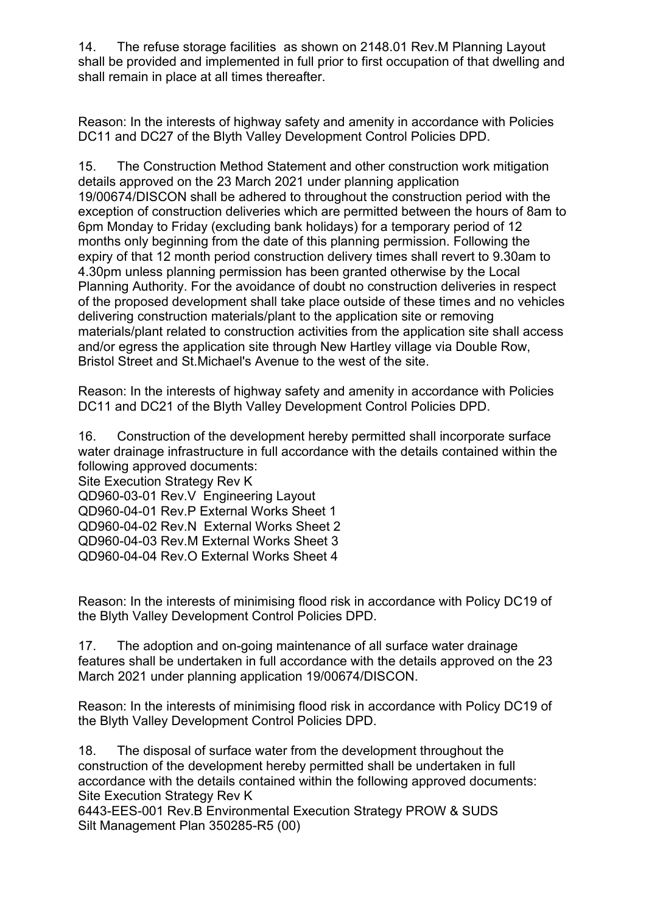14. The refuse storage facilities as shown on 2148.01 Rev.M Planning Layout shall be provided and implemented in full prior to first occupation of that dwelling and shall remain in place at all times thereafter.

Reason: In the interests of highway safety and amenity in accordance with Policies DC11 and DC27 of the Blyth Valley Development Control Policies DPD.

15. The Construction Method Statement and other construction work mitigation details approved on the 23 March 2021 under planning application 19/00674/DISCON shall be adhered to throughout the construction period with the exception of construction deliveries which are permitted between the hours of 8am to 6pm Monday to Friday (excluding bank holidays) for a temporary period of 12 months only beginning from the date of this planning permission. Following the expiry of that 12 month period construction delivery times shall revert to 9.30am to 4.30pm unless planning permission has been granted otherwise by the Local Planning Authority. For the avoidance of doubt no construction deliveries in respect of the proposed development shall take place outside of these times and no vehicles delivering construction materials/plant to the application site or removing materials/plant related to construction activities from the application site shall access and/or egress the application site through New Hartley village via Double Row, Bristol Street and St.Michael's Avenue to the west of the site.

Reason: In the interests of highway safety and amenity in accordance with Policies DC11 and DC21 of the Blyth Valley Development Control Policies DPD.

16. Construction of the development hereby permitted shall incorporate surface water drainage infrastructure in full accordance with the details contained within the following approved documents:
Site Execution Strategy Rev K
QD960-03-01 Rev.V Engineering Layout
QD960-04-01 Rev.P External Works Sheet 1
QD960-04-02 Rev.N External Works Sheet 2
QD960-04-03 Rev.M External Works Sheet 3
QD960-04-04 Rev.O External Works Sheet 4

Reason: In the interests of minimising flood risk in accordance with Policy DC19 of the Blyth Valley Development Control Policies DPD.

17. The adoption and on-going maintenance of all surface water drainage features shall be undertaken in full accordance with the details approved on the 23 March 2021 under planning application 19/00674/DISCON.

Reason: In the interests of minimising flood risk in accordance with Policy DC19 of the Blyth Valley Development Control Policies DPD.

18. The disposal of surface water from the development throughout the construction of the development hereby permitted shall be undertaken in full accordance with the details contained within the following approved documents:
Site Execution Strategy Rev K
6443-EES-001 Rev.B Environmental Execution Strategy PROW & SUDS
Silt Management Plan 350285-R5 (00)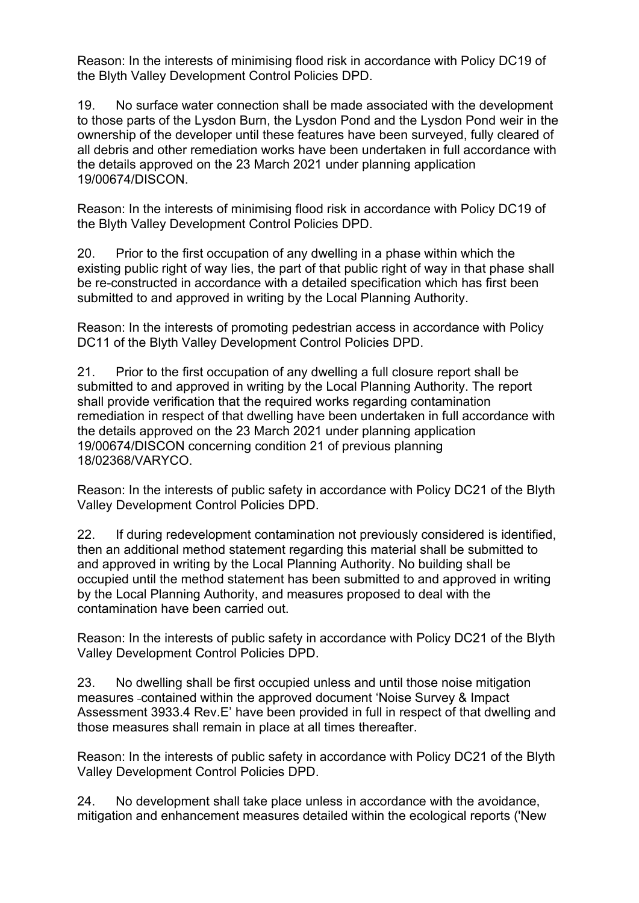Reason: In the interests of minimising flood risk in accordance with Policy DC19 of the Blyth Valley Development Control Policies DPD.

19. No surface water connection shall be made associated with the development to those parts of the Lysdon Burn, the Lysdon Pond and the Lysdon Pond weir in the ownership of the developer until these features have been surveyed, fully cleared of all debris and other remediation works have been undertaken in full accordance with the details approved on the 23 March 2021 under planning application 19/00674/DISCON.

Reason: In the interests of minimising flood risk in accordance with Policy DC19 of the Blyth Valley Development Control Policies DPD.

20. Prior to the first occupation of any dwelling in a phase within which the existing public right of way lies, the part of that public right of way in that phase shall be re-constructed in accordance with a detailed specification which has first been submitted to and approved in writing by the Local Planning Authority.

Reason: In the interests of promoting pedestrian access in accordance with Policy DC11 of the Blyth Valley Development Control Policies DPD.

21. Prior to the first occupation of any dwelling a full closure report shall be submitted to and approved in writing by the Local Planning Authority. The report shall provide verification that the required works regarding contamination remediation in respect of that dwelling have been undertaken in full accordance with the details approved on the 23 March 2021 under planning application 19/00674/DISCON concerning condition 21 of previous planning 18/02368/VARYCO.

Reason: In the interests of public safety in accordance with Policy DC21 of the Blyth Valley Development Control Policies DPD.

22. If during redevelopment contamination not previously considered is identified, then an additional method statement regarding this material shall be submitted to and approved in writing by the Local Planning Authority. No building shall be occupied until the method statement has been submitted to and approved in writing by the Local Planning Authority, and measures proposed to deal with the contamination have been carried out.

Reason: In the interests of public safety in accordance with Policy DC21 of the Blyth Valley Development Control Policies DPD.

23. No dwelling shall be first occupied unless and until those noise mitigation measures contained within the approved document 'Noise Survey & Impact Assessment 3933.4 Rev.E' have been provided in full in respect of that dwelling and those measures shall remain in place at all times thereafter.

Reason: In the interests of public safety in accordance with Policy DC21 of the Blyth Valley Development Control Policies DPD.

24. No development shall take place unless in accordance with the avoidance, mitigation and enhancement measures detailed within the ecological reports ('New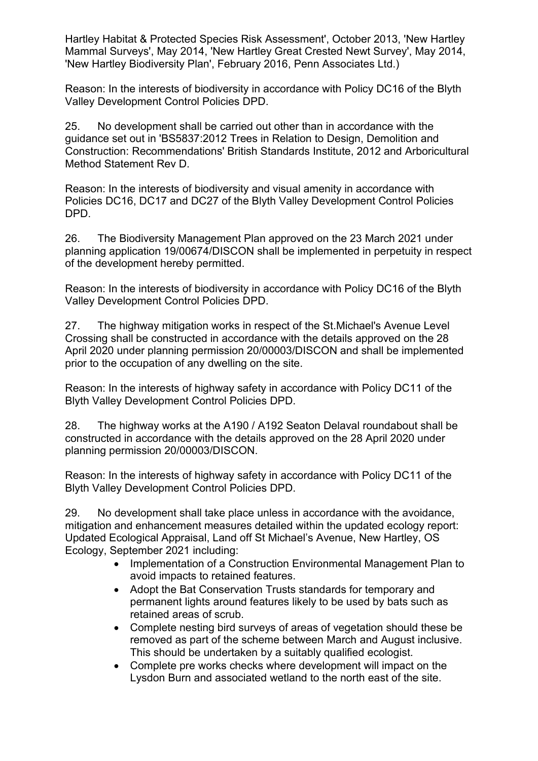Hartley Habitat & Protected Species Risk Assessment', October 2013, 'New Hartley Mammal Surveys', May 2014, 'New Hartley Great Crested Newt Survey', May 2014, 'New Hartley Biodiversity Plan', February 2016, Penn Associates Ltd.)

Reason: In the interests of biodiversity in accordance with Policy DC16 of the Blyth Valley Development Control Policies DPD.

25. No development shall be carried out other than in accordance with the guidance set out in 'BS5837:2012 Trees in Relation to Design, Demolition and Construction: Recommendations' British Standards Institute, 2012 and Arboricultural Method Statement Rev D.

Reason: In the interests of biodiversity and visual amenity in accordance with Policies DC16, DC17 and DC27 of the Blyth Valley Development Control Policies DPD.

26. The Biodiversity Management Plan approved on the 23 March 2021 under planning application 19/00674/DISCON shall be implemented in perpetuity in respect of the development hereby permitted.

Reason: In the interests of biodiversity in accordance with Policy DC16 of the Blyth Valley Development Control Policies DPD.

27. The highway mitigation works in respect of the St.Michael's Avenue Level Crossing shall be constructed in accordance with the details approved on the 28 April 2020 under planning permission 20/00003/DISCON and shall be implemented prior to the occupation of any dwelling on the site.

Reason: In the interests of highway safety in accordance with Policy DC11 of the Blyth Valley Development Control Policies DPD.

28. The highway works at the A190 / A192 Seaton Delaval roundabout shall be constructed in accordance with the details approved on the 28 April 2020 under planning permission 20/00003/DISCON.

Reason: In the interests of highway safety in accordance with Policy DC11 of the Blyth Valley Development Control Policies DPD.

29. No development shall take place unless in accordance with the avoidance, mitigation and enhancement measures detailed within the updated ecology report: Updated Ecological Appraisal, Land off St Michael's Avenue, New Hartley, OS Ecology, September 2021 including:

- Implementation of a Construction Environmental Management Plan to avoid impacts to retained features.
- Adopt the Bat Conservation Trusts standards for temporary and permanent lights around features likely to be used by bats such as retained areas of scrub.
- Complete nesting bird surveys of areas of vegetation should these be removed as part of the scheme between March and August inclusive. This should be undertaken by a suitably qualified ecologist.
- Complete pre works checks where development will impact on the Lysdon Burn and associated wetland to the north east of the site.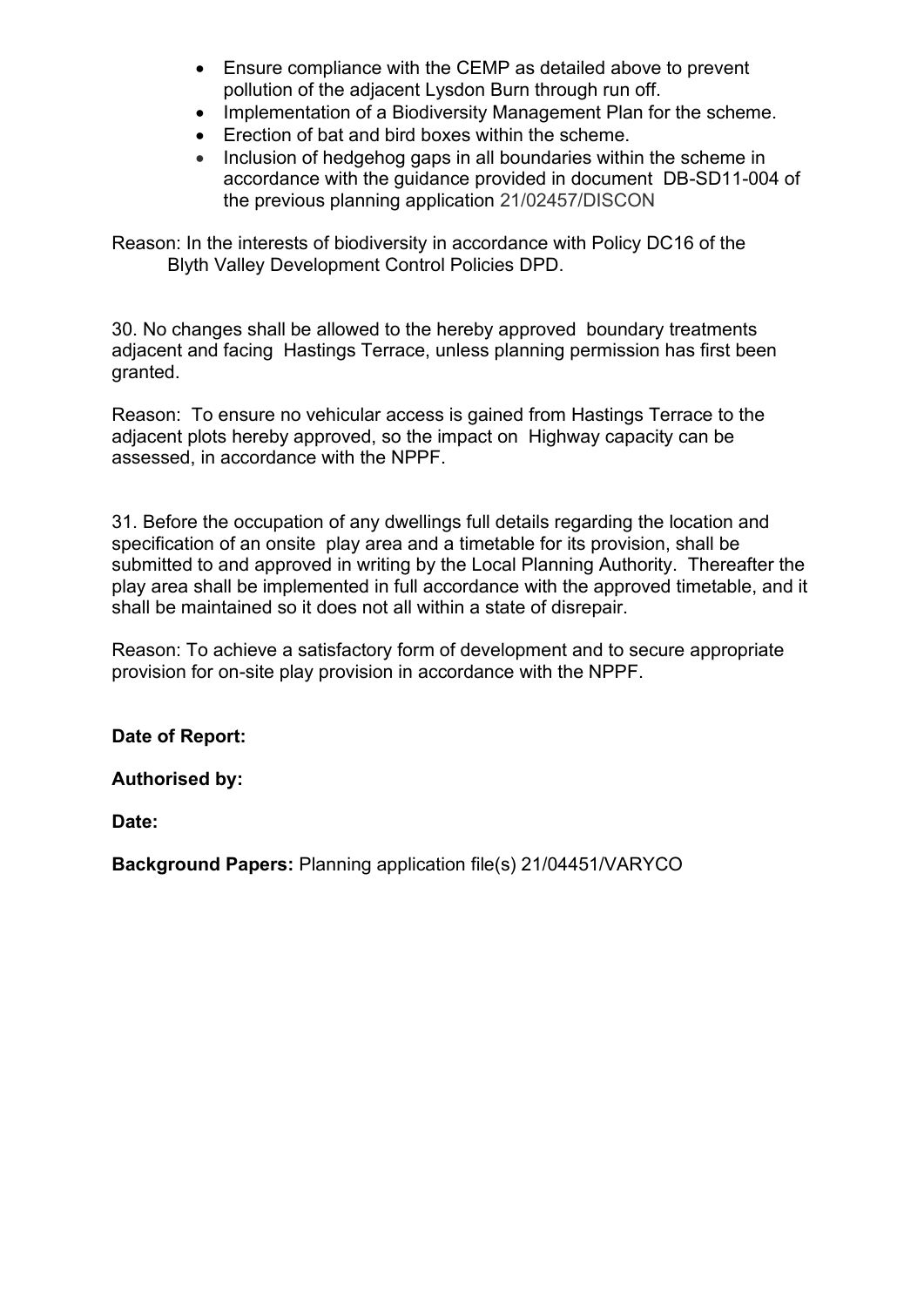- Ensure compliance with the CEMP as detailed above to prevent pollution of the adjacent Lysdon Burn through run off.
- Implementation of a Biodiversity Management Plan for the scheme.
- Erection of bat and bird boxes within the scheme.
- Inclusion of hedgehog gaps in all boundaries within the scheme in accordance with the guidance provided in document DB-SD11-004 of the previous planning application 21/02457/DISCON

Reason: In the interests of biodiversity in accordance with Policy DC16 of the Blyth Valley Development Control Policies DPD.

30. No changes shall be allowed to the hereby approved boundary treatments adjacent and facing Hastings Terrace, unless planning permission has first been granted.

Reason: To ensure no vehicular access is gained from Hastings Terrace to the adjacent plots hereby approved, so the impact on Highway capacity can be assessed, in accordance with the NPPF.

31. Before the occupation of any dwellings full details regarding the location and specification of an onsite play area and a timetable for its provision, shall be submitted to and approved in writing by the Local Planning Authority. Thereafter the play area shall be implemented in full accordance with the approved timetable, and it shall be maintained so it does not all within a state of disrepair.

Reason: To achieve a satisfactory form of development and to secure appropriate provision for on-site play provision in accordance with the NPPF.

**Date of Report:**

**Authorised by:**

**Date:**

**Background Papers:** Planning application file(s) 21/04451/VARYCO